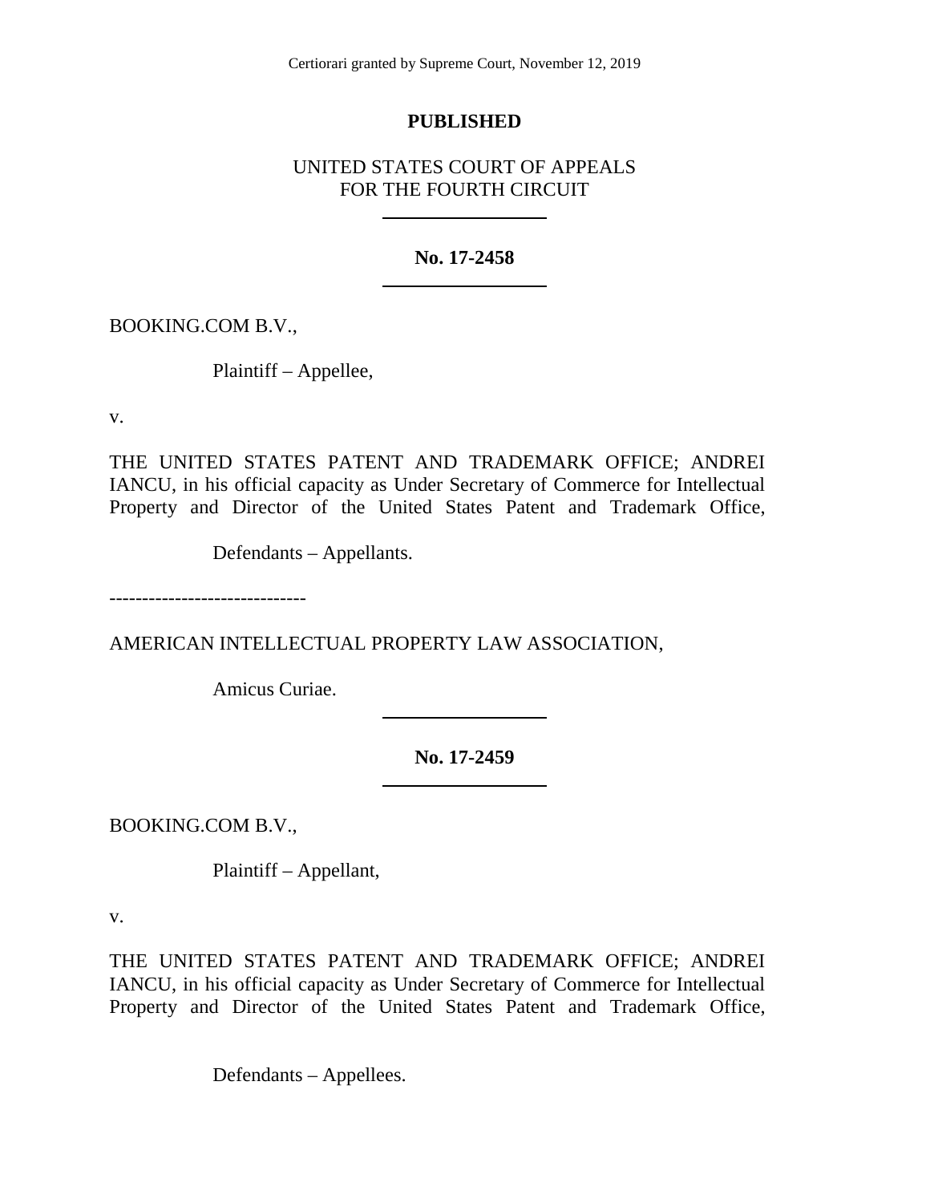Certiorari granted by Supreme Court, November 12, 2019

**PUBLISHED**

UNITED STATES COURT OF APPEALS
FOR THE FOURTH CIRCUIT

---

**No. 17-2458**

---

BOOKING.COM B.V.,

Plaintiff – Appellee,

v.

THE UNITED STATES PATENT AND TRADEMARK OFFICE; ANDREI IANCU, in his official capacity as Under Secretary of Commerce for Intellectual Property and Director of the United States Patent and Trademark Office,

Defendants – Appellants.

------------------------------

AMERICAN INTELLECTUAL PROPERTY LAW ASSOCIATION,

Amicus Curiae.

---

**No. 17-2459**

---

BOOKING.COM B.V.,

Plaintiff – Appellant,

v.

THE UNITED STATES PATENT AND TRADEMARK OFFICE; ANDREI IANCU, in his official capacity as Under Secretary of Commerce for Intellectual Property and Director of the United States Patent and Trademark Office,

Defendants – Appellees.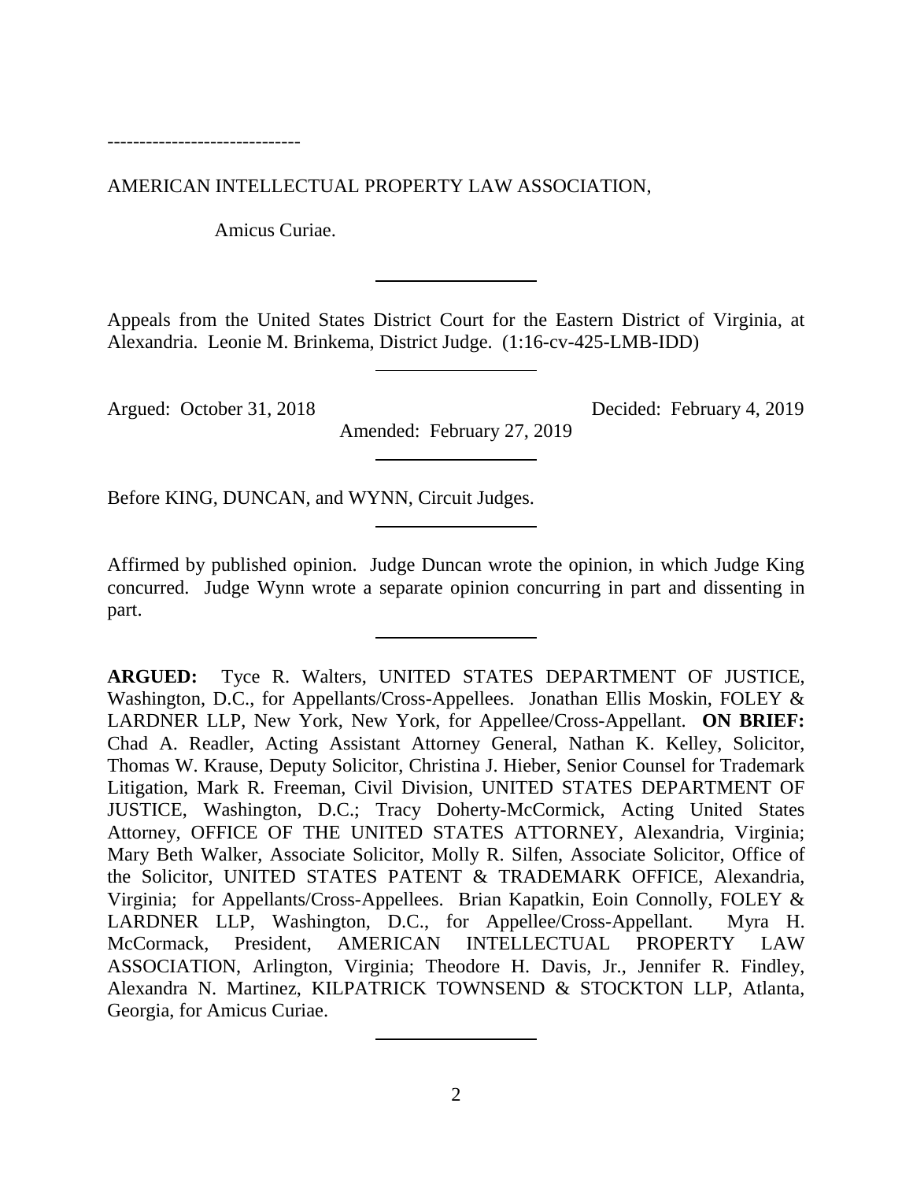------------------------------

AMERICAN INTELLECTUAL PROPERTY LAW ASSOCIATION,

Amicus Curiae.

---

Appeals from the United States District Court for the Eastern District of Virginia, at Alexandria. Leonie M. Brinkema, District Judge. (1:16-cv-425-LMB-IDD)

---

Argued: October 31, 2018 Decided: February 4, 2019

Amended: February 27, 2019

---

Before KING, DUNCAN, and WYNN, Circuit Judges.

---

Affirmed by published opinion. Judge Duncan wrote the opinion, in which Judge King concurred. Judge Wynn wrote a separate opinion concurring in part and dissenting in part.

---

**ARGUED:** Tyce R. Walters, UNITED STATES DEPARTMENT OF JUSTICE, Washington, D.C., for Appellants/Cross-Appellees. Jonathan Ellis Moskin, FOLEY & LARDNER LLP, New York, New York, for Appellee/Cross-Appellant. **ON BRIEF:** Chad A. Readler, Acting Assistant Attorney General, Nathan K. Kelley, Solicitor, Thomas W. Krause, Deputy Solicitor, Christina J. Hieber, Senior Counsel for Trademark Litigation, Mark R. Freeman, Civil Division, UNITED STATES DEPARTMENT OF JUSTICE, Washington, D.C.; Tracy Doherty-McCormick, Acting United States Attorney, OFFICE OF THE UNITED STATES ATTORNEY, Alexandria, Virginia; Mary Beth Walker, Associate Solicitor, Molly R. Silfen, Associate Solicitor, Office of the Solicitor, UNITED STATES PATENT & TRADEMARK OFFICE, Alexandria, Virginia; for Appellants/Cross-Appellees. Brian Kapatkin, Eoin Connolly, FOLEY & LARDNER LLP, Washington, D.C., for Appellee/Cross-Appellant. Myra H. McCormack, President, AMERICAN INTELLECTUAL PROPERTY LAW ASSOCIATION, Arlington, Virginia; Theodore H. Davis, Jr., Jennifer R. Findley, Alexandra N. Martinez, KILPATRICK TOWNSEND & STOCKTON LLP, Atlanta, Georgia, for Amicus Curiae.

---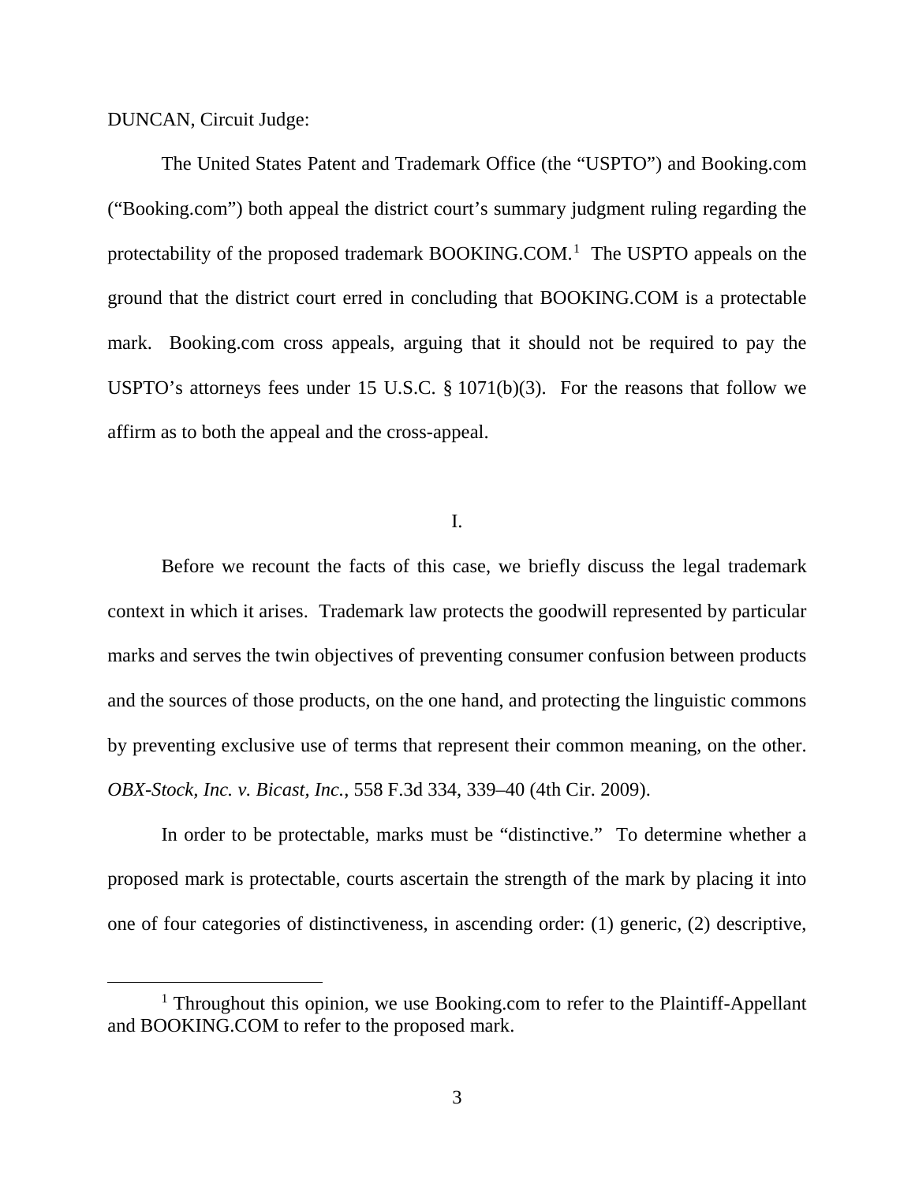DUNCAN, Circuit Judge:

The United States Patent and Trademark Office (the "USPTO") and Booking.com ("Booking.com") both appeal the district court's summary judgment ruling regarding the protectability of the proposed trademark BOOKING.COM.[1] The USPTO appeals on the ground that the district court erred in concluding that BOOKING.COM is a protectable mark. Booking.com cross appeals, arguing that it should not be required to pay the USPTO's attorneys fees under 15 U.S.C. § 1071(b)(3). For the reasons that follow we affirm as to both the appeal and the cross-appeal.

## I.

Before we recount the facts of this case, we briefly discuss the legal trademark context in which it arises. Trademark law protects the goodwill represented by particular marks and serves the twin objectives of preventing consumer confusion between products and the sources of those products, on the one hand, and protecting the linguistic commons by preventing exclusive use of terms that represent their common meaning, on the other. *OBX-Stock, Inc. v. Bicast, Inc.*, 558 F.3d 334, 339–40 (4th Cir. 2009).

In order to be protectable, marks must be "distinctive." To determine whether a proposed mark is protectable, courts ascertain the strength of the mark by placing it into one of four categories of distinctiveness, in ascending order: (1) generic, (2) descriptive,

[1] Throughout this opinion, we use Booking.com to refer to the Plaintiff-Appellant and BOOKING.COM to refer to the proposed mark.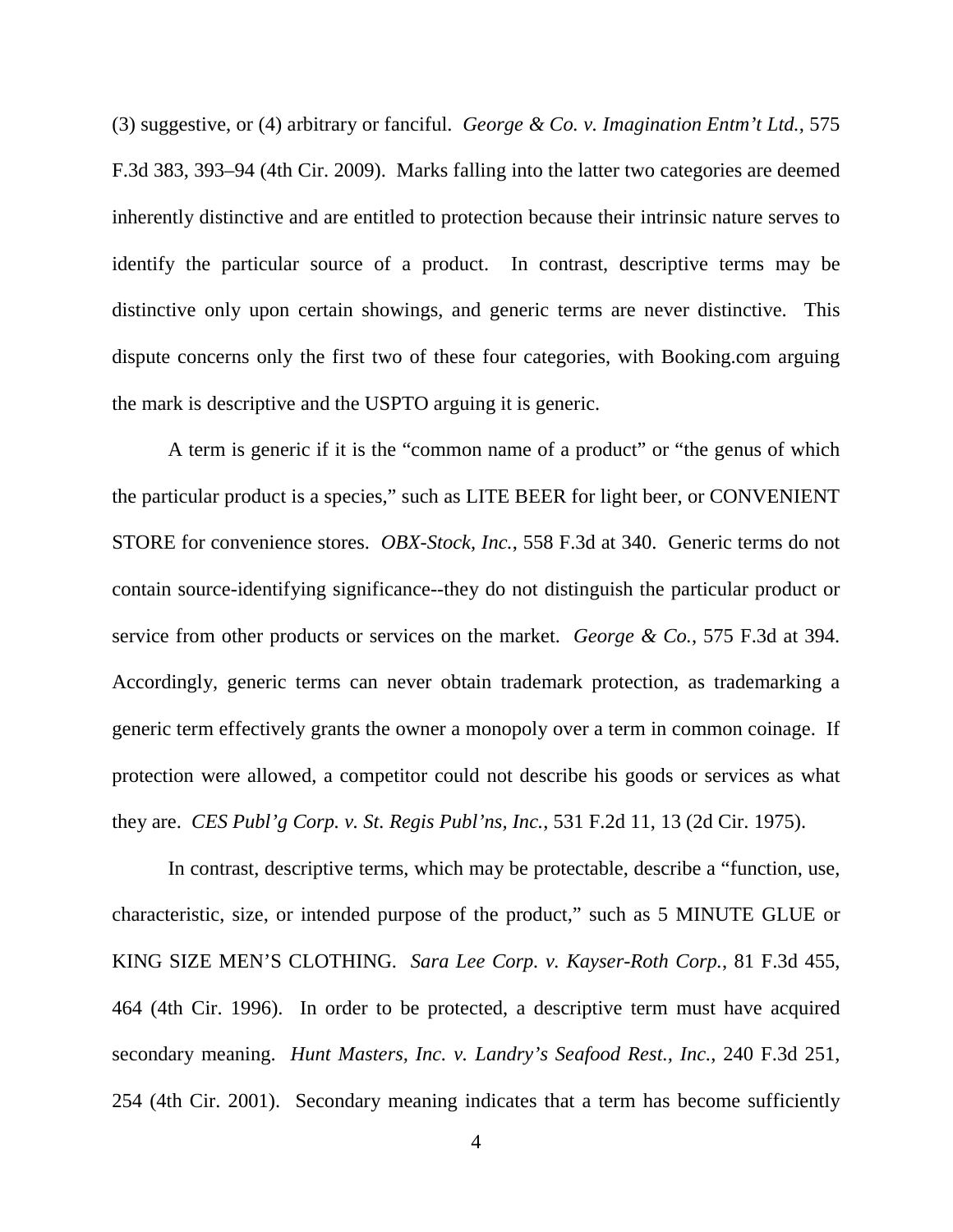(3) suggestive, or (4) arbitrary or fanciful. *George & Co. v. Imagination Entm't Ltd.*, 575 F.3d 383, 393–94 (4th Cir. 2009). Marks falling into the latter two categories are deemed inherently distinctive and are entitled to protection because their intrinsic nature serves to identify the particular source of a product. In contrast, descriptive terms may be distinctive only upon certain showings, and generic terms are never distinctive. This dispute concerns only the first two of these four categories, with Booking.com arguing the mark is descriptive and the USPTO arguing it is generic.

A term is generic if it is the "common name of a product" or "the genus of which the particular product is a species," such as LITE BEER for light beer, or CONVENIENT STORE for convenience stores. *OBX-Stock, Inc.*, 558 F.3d at 340. Generic terms do not contain source-identifying significance--they do not distinguish the particular product or service from other products or services on the market. *George & Co.*, 575 F.3d at 394. Accordingly, generic terms can never obtain trademark protection, as trademarking a generic term effectively grants the owner a monopoly over a term in common coinage. If protection were allowed, a competitor could not describe his goods or services as what they are. *CES Publ'g Corp. v. St. Regis Publ'ns, Inc.*, 531 F.2d 11, 13 (2d Cir. 1975).

In contrast, descriptive terms, which may be protectable, describe a "function, use, characteristic, size, or intended purpose of the product," such as 5 MINUTE GLUE or KING SIZE MEN'S CLOTHING. *Sara Lee Corp. v. Kayser-Roth Corp.*, 81 F.3d 455, 464 (4th Cir. 1996). In order to be protected, a descriptive term must have acquired secondary meaning. *Hunt Masters, Inc. v. Landry's Seafood Rest., Inc.*, 240 F.3d 251, 254 (4th Cir. 2001). Secondary meaning indicates that a term has become sufficiently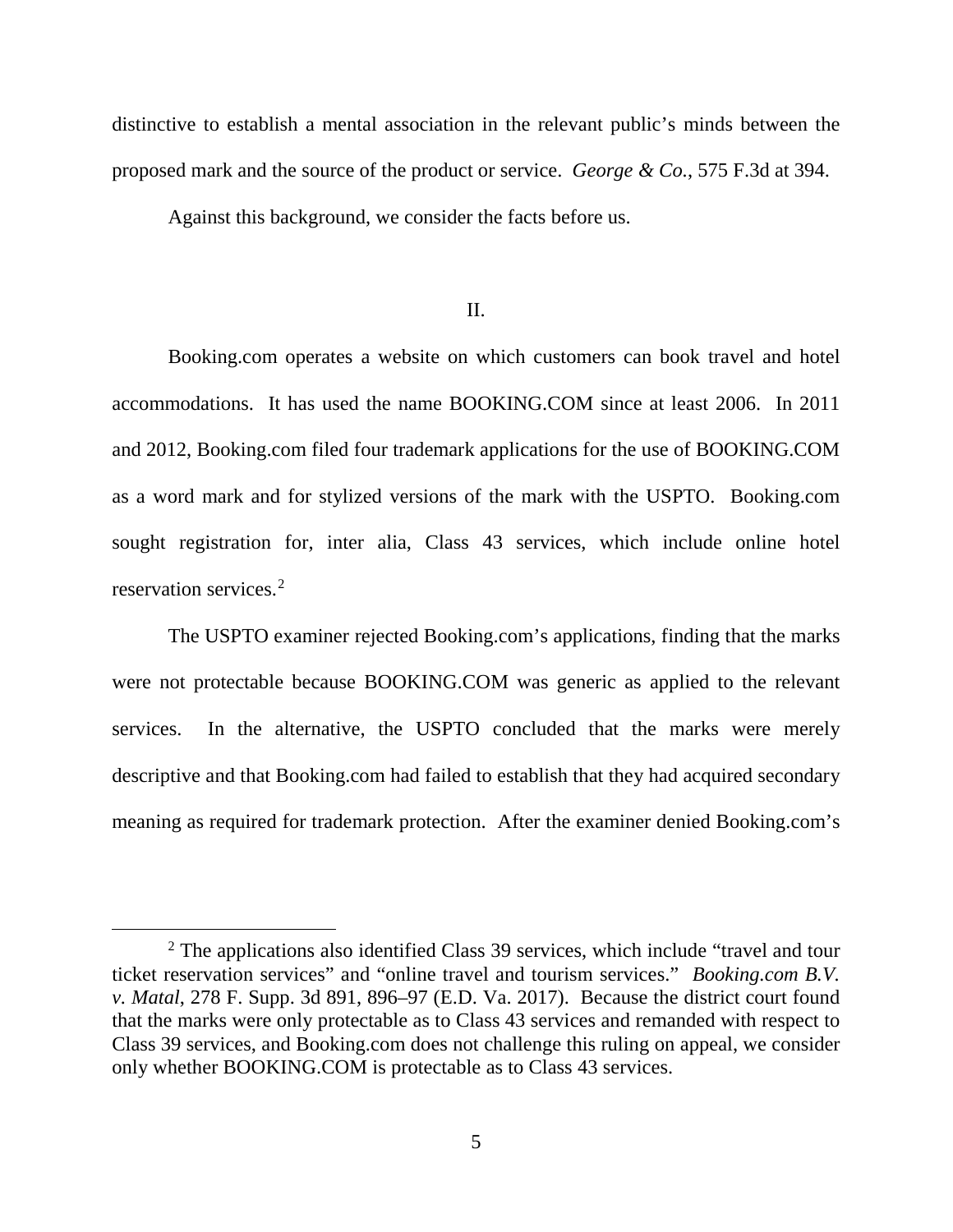distinctive to establish a mental association in the relevant public's minds between the proposed mark and the source of the product or service. *George & Co.*, 575 F.3d at 394.

Against this background, we consider the facts before us.

## II.

Booking.com operates a website on which customers can book travel and hotel accommodations. It has used the name BOOKING.COM since at least 2006. In 2011 and 2012, Booking.com filed four trademark applications for the use of BOOKING.COM as a word mark and for stylized versions of the mark with the USPTO. Booking.com sought registration for, inter alia, Class 43 services, which include online hotel reservation services.[2]

The USPTO examiner rejected Booking.com's applications, finding that the marks were not protectable because BOOKING.COM was generic as applied to the relevant services. In the alternative, the USPTO concluded that the marks were merely descriptive and that Booking.com had failed to establish that they had acquired secondary meaning as required for trademark protection. After the examiner denied Booking.com's

[2] The applications also identified Class 39 services, which include "travel and tour ticket reservation services" and "online travel and tourism services." *Booking.com B.V. v. Matal*, 278 F. Supp. 3d 891, 896–97 (E.D. Va. 2017). Because the district court found that the marks were only protectable as to Class 43 services and remanded with respect to Class 39 services, and Booking.com does not challenge this ruling on appeal, we consider only whether BOOKING.COM is protectable as to Class 43 services.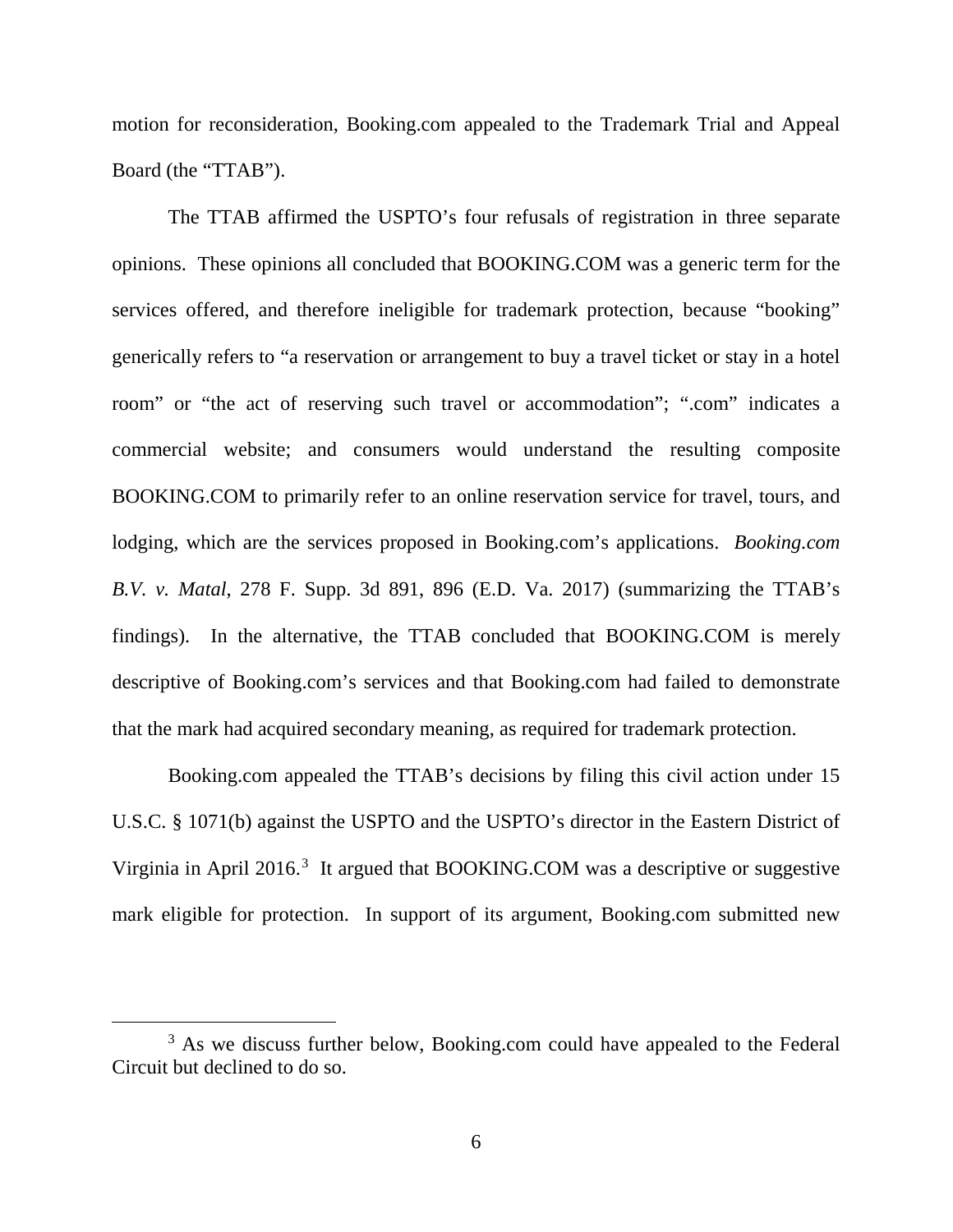motion for reconsideration, Booking.com appealed to the Trademark Trial and Appeal Board (the "TTAB").

The TTAB affirmed the USPTO's four refusals of registration in three separate opinions. These opinions all concluded that BOOKING.COM was a generic term for the services offered, and therefore ineligible for trademark protection, because "booking" generically refers to "a reservation or arrangement to buy a travel ticket or stay in a hotel room" or "the act of reserving such travel or accommodation"; ".com" indicates a commercial website; and consumers would understand the resulting composite BOOKING.COM to primarily refer to an online reservation service for travel, tours, and lodging, which are the services proposed in Booking.com's applications. *Booking.com B.V. v. Matal*, 278 F. Supp. 3d 891, 896 (E.D. Va. 2017) (summarizing the TTAB's findings). In the alternative, the TTAB concluded that BOOKING.COM is merely descriptive of Booking.com's services and that Booking.com had failed to demonstrate that the mark had acquired secondary meaning, as required for trademark protection.

Booking.com appealed the TTAB's decisions by filing this civil action under 15 U.S.C. § 1071(b) against the USPTO and the USPTO's director in the Eastern District of Virginia in April 2016.[3] It argued that BOOKING.COM was a descriptive or suggestive mark eligible for protection. In support of its argument, Booking.com submitted new

[3] As we discuss further below, Booking.com could have appealed to the Federal Circuit but declined to do so.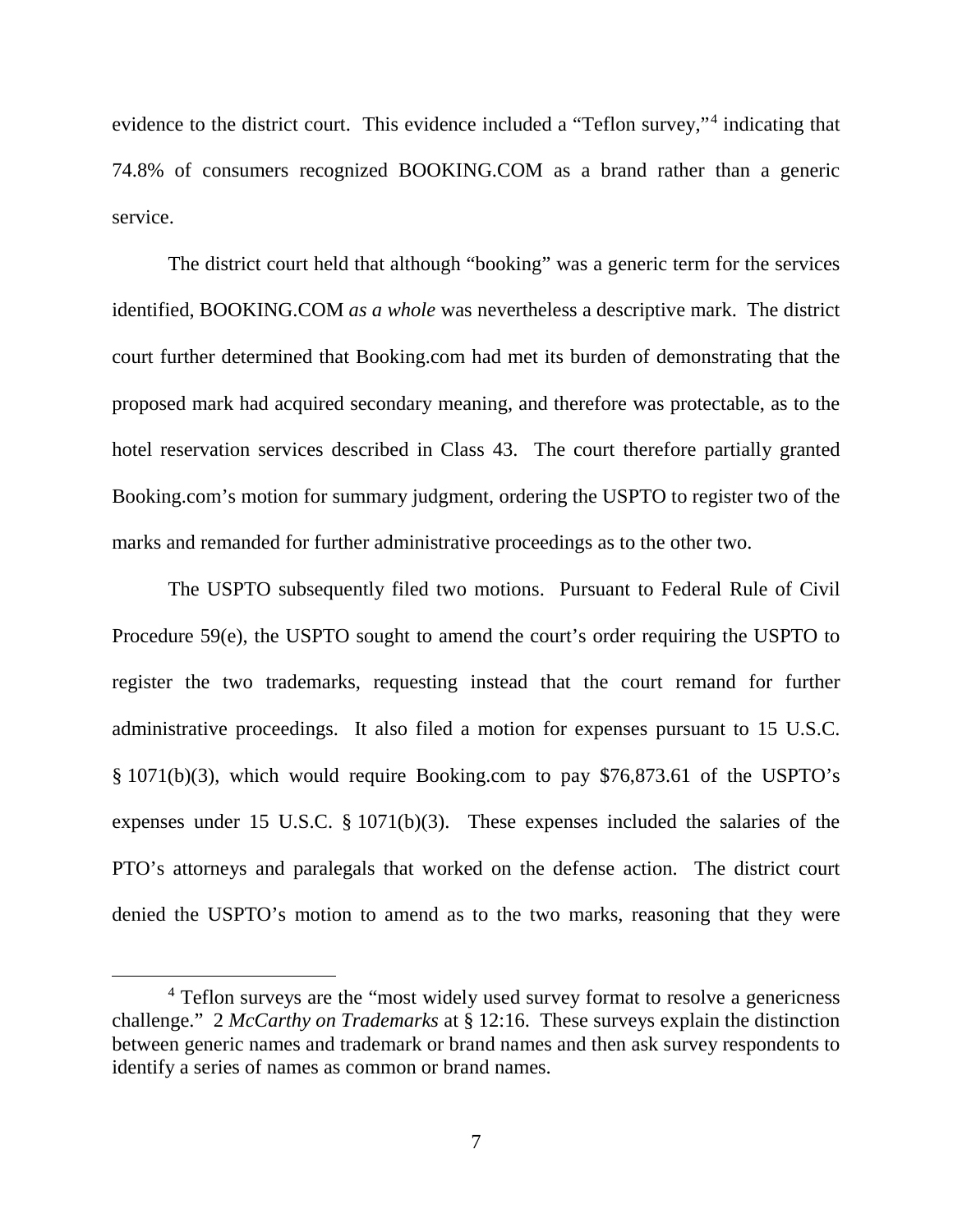evidence to the district court. This evidence included a "Teflon survey,"[4] indicating that 74.8% of consumers recognized BOOKING.COM as a brand rather than a generic service.

The district court held that although "booking" was a generic term for the services identified, BOOKING.COM *as a whole* was nevertheless a descriptive mark. The district court further determined that Booking.com had met its burden of demonstrating that the proposed mark had acquired secondary meaning, and therefore was protectable, as to the hotel reservation services described in Class 43. The court therefore partially granted Booking.com's motion for summary judgment, ordering the USPTO to register two of the marks and remanded for further administrative proceedings as to the other two.

The USPTO subsequently filed two motions. Pursuant to Federal Rule of Civil Procedure 59(e), the USPTO sought to amend the court's order requiring the USPTO to register the two trademarks, requesting instead that the court remand for further administrative proceedings. It also filed a motion for expenses pursuant to 15 U.S.C. § 1071(b)(3), which would require Booking.com to pay $76,873.61 of the USPTO's expenses under 15 U.S.C. § 1071(b)(3). These expenses included the salaries of the PTO's attorneys and paralegals that worked on the defense action. The district court denied the USPTO's motion to amend as to the two marks, reasoning that they were

[4] Teflon surveys are the "most widely used survey format to resolve a genericness challenge." 2 *McCarthy on Trademarks* at § 12:16. These surveys explain the distinction between generic names and trademark or brand names and then ask survey respondents to identify a series of names as common or brand names.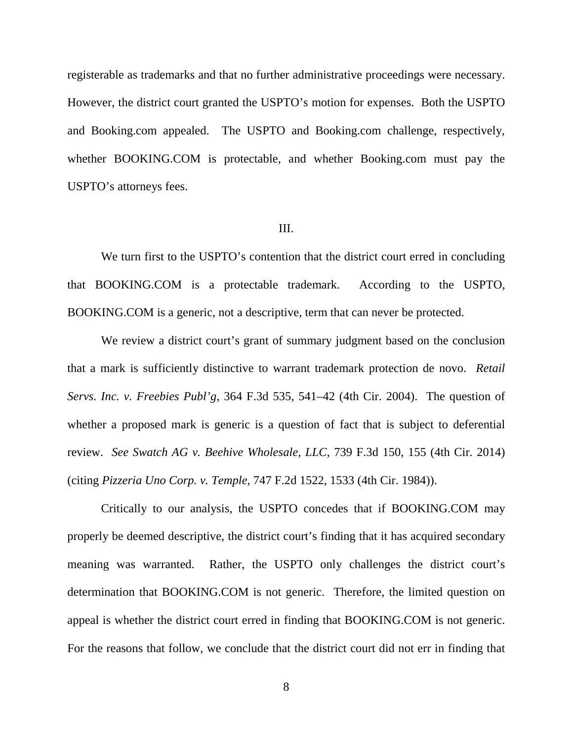registerable as trademarks and that no further administrative proceedings were necessary. However, the district court granted the USPTO's motion for expenses. Both the USPTO and Booking.com appealed. The USPTO and Booking.com challenge, respectively, whether BOOKING.COM is protectable, and whether Booking.com must pay the USPTO's attorneys fees.

## III.

We turn first to the USPTO's contention that the district court erred in concluding that BOOKING.COM is a protectable trademark. According to the USPTO, BOOKING.COM is a generic, not a descriptive, term that can never be protected.

We review a district court's grant of summary judgment based on the conclusion that a mark is sufficiently distinctive to warrant trademark protection de novo. *Retail Servs. Inc. v. Freebies Publ'g*, 364 F.3d 535, 541–42 (4th Cir. 2004). The question of whether a proposed mark is generic is a question of fact that is subject to deferential review. *See Swatch AG v. Beehive Wholesale, LLC*, 739 F.3d 150, 155 (4th Cir. 2014) (citing *Pizzeria Uno Corp. v. Temple*, 747 F.2d 1522, 1533 (4th Cir. 1984)).

Critically to our analysis, the USPTO concedes that if BOOKING.COM may properly be deemed descriptive, the district court's finding that it has acquired secondary meaning was warranted. Rather, the USPTO only challenges the district court's determination that BOOKING.COM is not generic. Therefore, the limited question on appeal is whether the district court erred in finding that BOOKING.COM is not generic. For the reasons that follow, we conclude that the district court did not err in finding that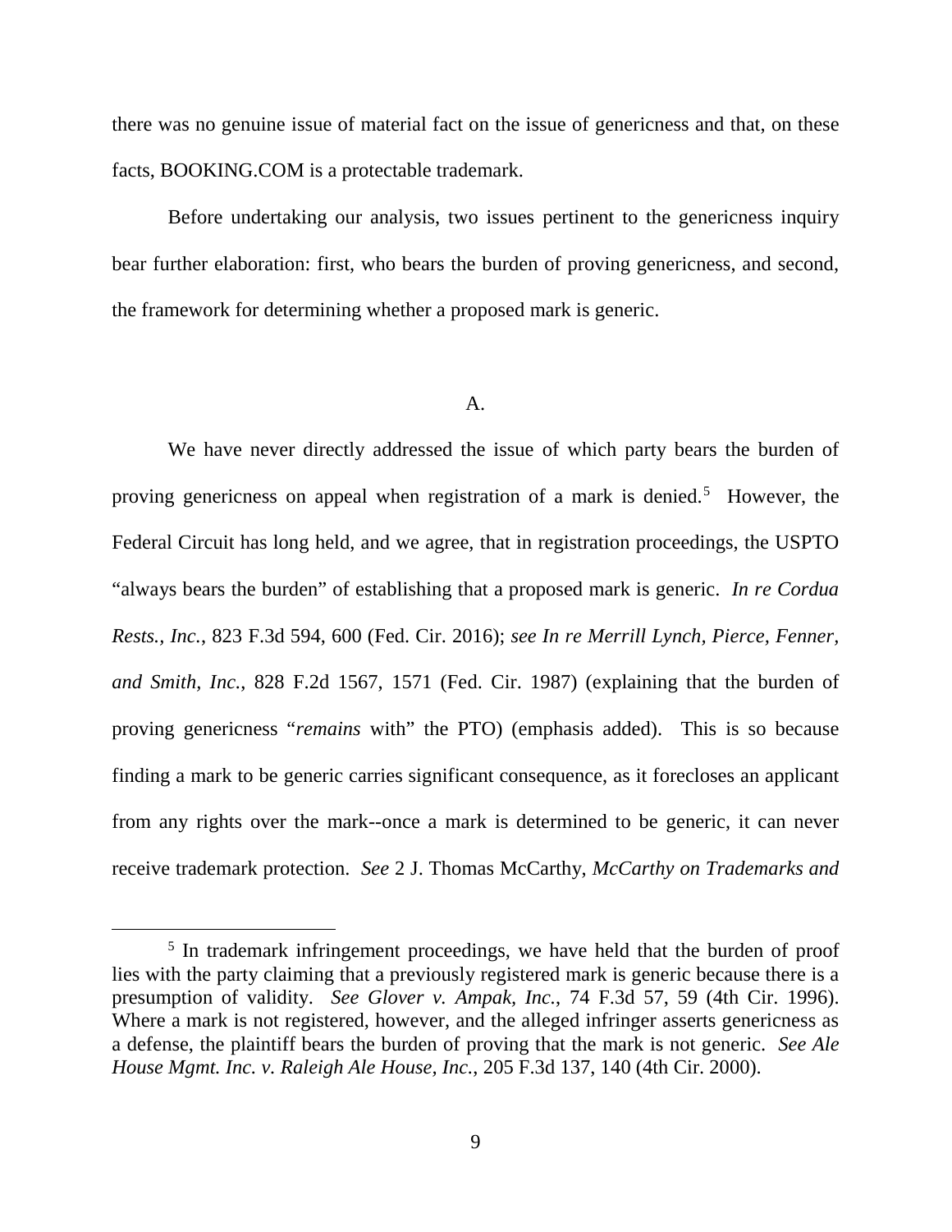there was no genuine issue of material fact on the issue of genericness and that, on these facts, BOOKING.COM is a protectable trademark.

Before undertaking our analysis, two issues pertinent to the genericness inquiry bear further elaboration: first, who bears the burden of proving genericness, and second, the framework for determining whether a proposed mark is generic.

## A.

We have never directly addressed the issue of which party bears the burden of proving genericness on appeal when registration of a mark is denied.[5] However, the Federal Circuit has long held, and we agree, that in registration proceedings, the USPTO "always bears the burden" of establishing that a proposed mark is generic. *In re Cordua Rests., Inc.*, 823 F.3d 594, 600 (Fed. Cir. 2016); *see In re Merrill Lynch, Pierce, Fenner, and Smith, Inc.*, 828 F.2d 1567, 1571 (Fed. Cir. 1987) (explaining that the burden of proving genericness "*remains* with" the PTO) (emphasis added). This is so because finding a mark to be generic carries significant consequence, as it forecloses an applicant from any rights over the mark--once a mark is determined to be generic, it can never receive trademark protection. *See* 2 J. Thomas McCarthy, *McCarthy on Trademarks and*

[5] In trademark infringement proceedings, we have held that the burden of proof lies with the party claiming that a previously registered mark is generic because there is a presumption of validity. *See Glover v. Ampak, Inc.*, 74 F.3d 57, 59 (4th Cir. 1996). Where a mark is not registered, however, and the alleged infringer asserts genericness as a defense, the plaintiff bears the burden of proving that the mark is not generic. *See Ale House Mgmt. Inc. v. Raleigh Ale House, Inc.*, 205 F.3d 137, 140 (4th Cir. 2000).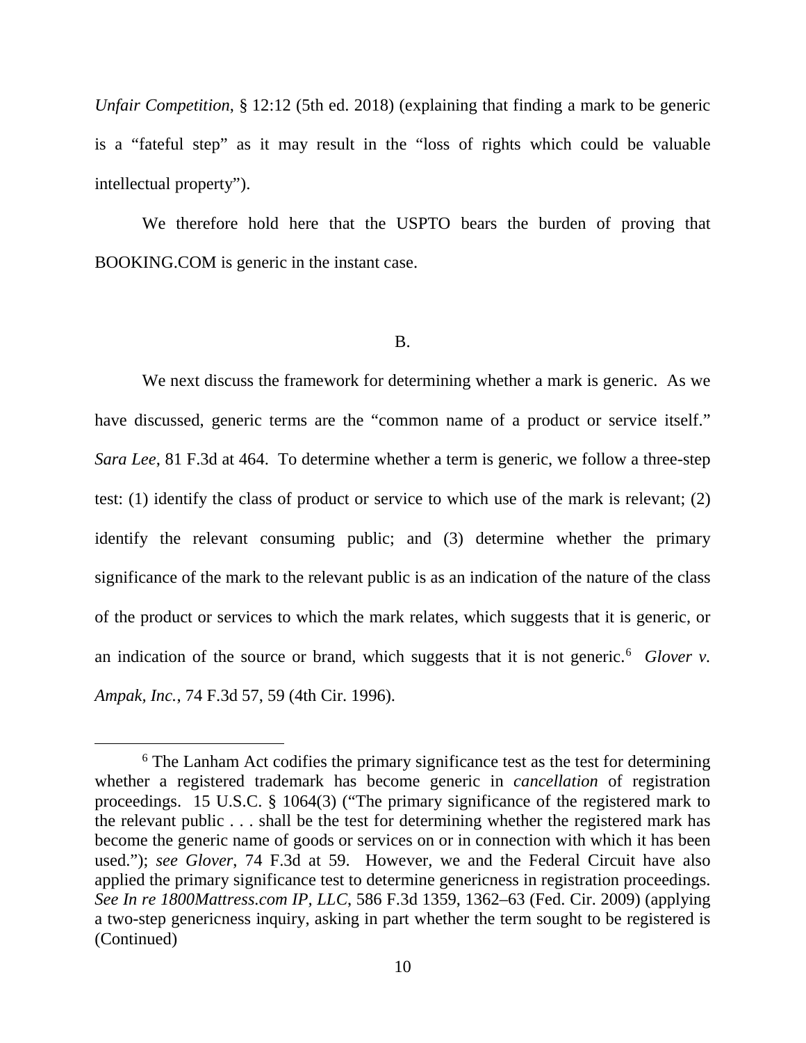*Unfair Competition*, § 12:12 (5th ed. 2018) (explaining that finding a mark to be generic is a "fateful step" as it may result in the "loss of rights which could be valuable intellectual property").

We therefore hold here that the USPTO bears the burden of proving that BOOKING.COM is generic in the instant case.

B.

We next discuss the framework for determining whether a mark is generic. As we have discussed, generic terms are the "common name of a product or service itself." *Sara Lee*, 81 F.3d at 464. To determine whether a term is generic, we follow a three-step test: (1) identify the class of product or service to which use of the mark is relevant; (2) identify the relevant consuming public; and (3) determine whether the primary significance of the mark to the relevant public is as an indication of the nature of the class of the product or services to which the mark relates, which suggests that it is generic, or an indication of the source or brand, which suggests that it is not generic.[6] *Glover v. Ampak, Inc.*, 74 F.3d 57, 59 (4th Cir. 1996).

[6] The Lanham Act codifies the primary significance test as the test for determining whether a registered trademark has become generic in *cancellation* of registration proceedings. 15 U.S.C. § 1064(3) ("The primary significance of the registered mark to the relevant public . . . shall be the test for determining whether the registered mark has become the generic name of goods or services on or in connection with which it has been used."); *see Glover*, 74 F.3d at 59. However, we and the Federal Circuit have also applied the primary significance test to determine genericness in registration proceedings. *See In re 1800Mattress.com IP, LLC*, 586 F.3d 1359, 1362–63 (Fed. Cir. 2009) (applying a two-step genericness inquiry, asking in part whether the term sought to be registered is (Continued)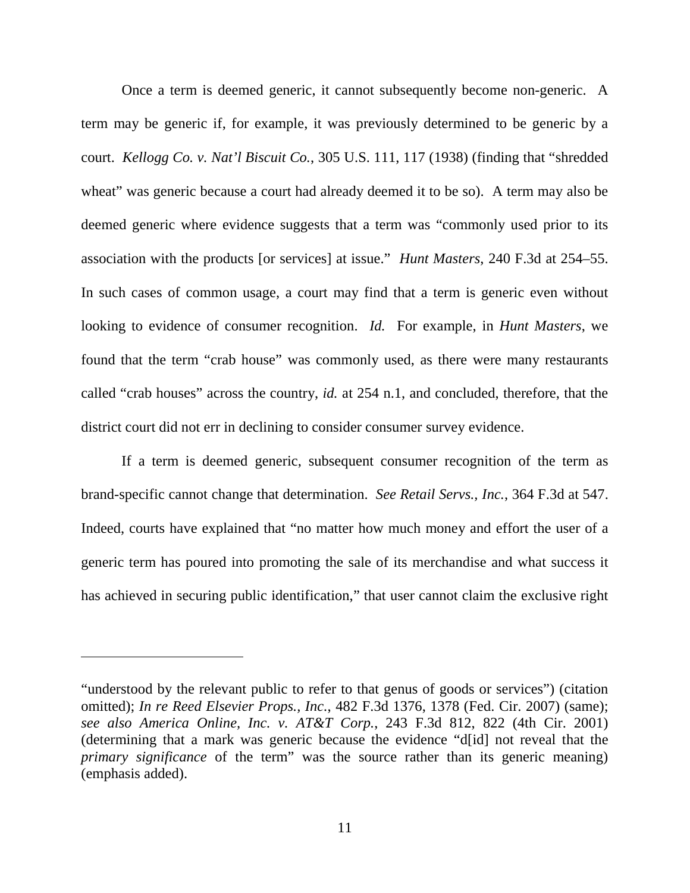Once a term is deemed generic, it cannot subsequently become non-generic. A term may be generic if, for example, it was previously determined to be generic by a court. *Kellogg Co. v. Nat'l Biscuit Co.*, 305 U.S. 111, 117 (1938) (finding that "shredded wheat" was generic because a court had already deemed it to be so). A term may also be deemed generic where evidence suggests that a term was "commonly used prior to its association with the products [or services] at issue." *Hunt Masters*, 240 F.3d at 254–55. In such cases of common usage, a court may find that a term is generic even without looking to evidence of consumer recognition. *Id.* For example, in *Hunt Masters*, we found that the term "crab house" was commonly used, as there were many restaurants called "crab houses" across the country, *id.* at 254 n.1, and concluded, therefore, that the district court did not err in declining to consider consumer survey evidence.

If a term is deemed generic, subsequent consumer recognition of the term as brand-specific cannot change that determination. *See Retail Servs., Inc.*, 364 F.3d at 547. Indeed, courts have explained that "no matter how much money and effort the user of a generic term has poured into promoting the sale of its merchandise and what success it has achieved in securing public identification," that user cannot claim the exclusive right

---

"understood by the relevant public to refer to that genus of goods or services") (citation omitted); *In re Reed Elsevier Props., Inc.*, 482 F.3d 1376, 1378 (Fed. Cir. 2007) (same); *see also America Online, Inc. v. AT&T Corp.*, 243 F.3d 812, 822 (4th Cir. 2001) (determining that a mark was generic because the evidence "d[id] not reveal that the *primary significance* of the term" was the source rather than its generic meaning) (emphasis added).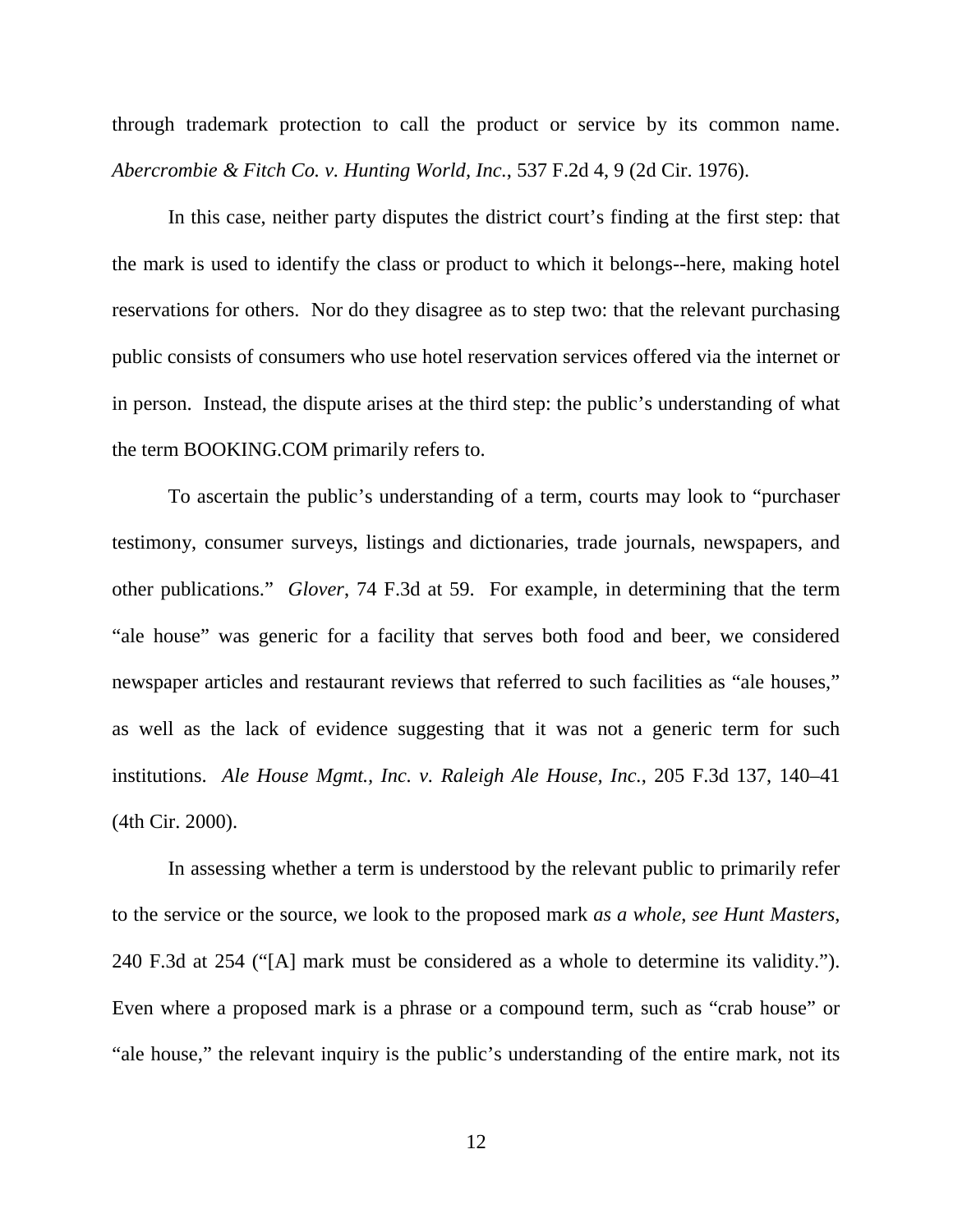through trademark protection to call the product or service by its common name. *Abercrombie & Fitch Co. v. Hunting World, Inc.*, 537 F.2d 4, 9 (2d Cir. 1976).

In this case, neither party disputes the district court's finding at the first step: that the mark is used to identify the class or product to which it belongs--here, making hotel reservations for others. Nor do they disagree as to step two: that the relevant purchasing public consists of consumers who use hotel reservation services offered via the internet or in person. Instead, the dispute arises at the third step: the public's understanding of what the term BOOKING.COM primarily refers to.

To ascertain the public's understanding of a term, courts may look to "purchaser testimony, consumer surveys, listings and dictionaries, trade journals, newspapers, and other publications." *Glover*, 74 F.3d at 59. For example, in determining that the term "ale house" was generic for a facility that serves both food and beer, we considered newspaper articles and restaurant reviews that referred to such facilities as "ale houses," as well as the lack of evidence suggesting that it was not a generic term for such institutions. *Ale House Mgmt., Inc. v. Raleigh Ale House, Inc.*, 205 F.3d 137, 140–41 (4th Cir. 2000).

In assessing whether a term is understood by the relevant public to primarily refer to the service or the source, we look to the proposed mark *as a whole*, *see Hunt Masters*, 240 F.3d at 254 ("[A] mark must be considered as a whole to determine its validity."). Even where a proposed mark is a phrase or a compound term, such as "crab house" or "ale house," the relevant inquiry is the public's understanding of the entire mark, not its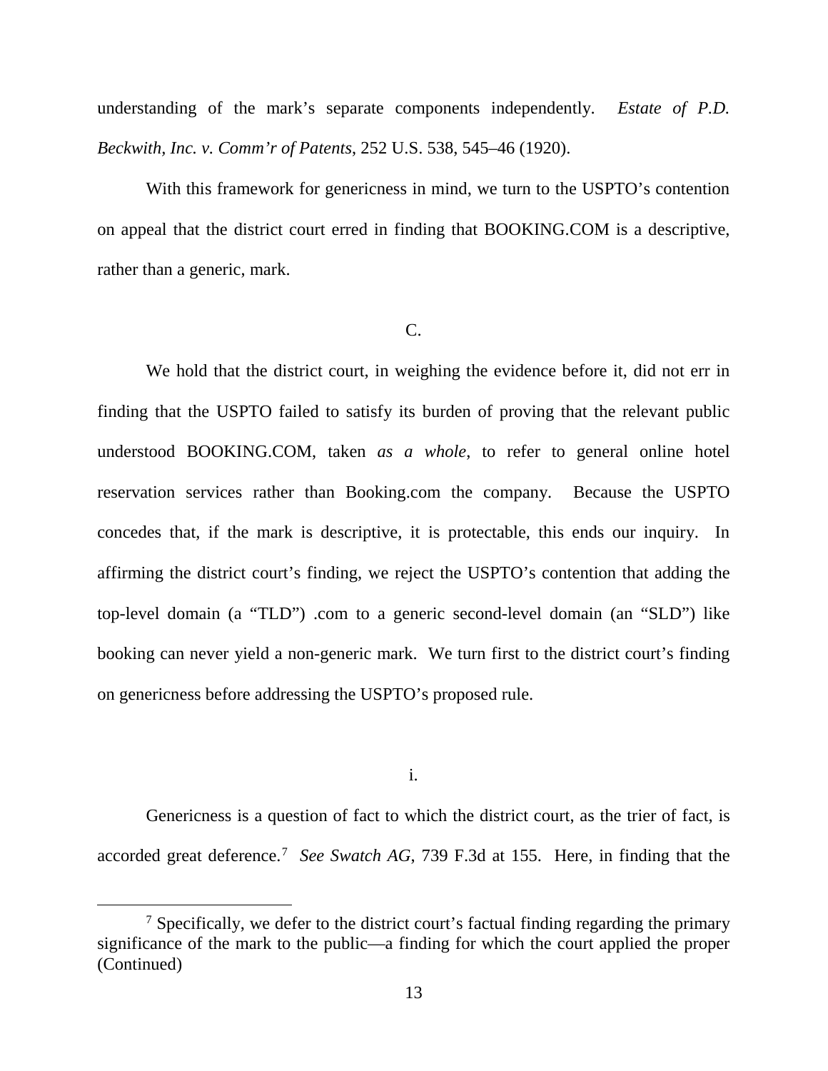understanding of the mark's separate components independently. *Estate of P.D. Beckwith, Inc. v. Comm'r of Patents*, 252 U.S. 538, 545–46 (1920).

With this framework for genericness in mind, we turn to the USPTO's contention on appeal that the district court erred in finding that BOOKING.COM is a descriptive, rather than a generic, mark.

C.

We hold that the district court, in weighing the evidence before it, did not err in finding that the USPTO failed to satisfy its burden of proving that the relevant public understood BOOKING.COM, taken *as a whole*, to refer to general online hotel reservation services rather than Booking.com the company. Because the USPTO concedes that, if the mark is descriptive, it is protectable, this ends our inquiry. In affirming the district court's finding, we reject the USPTO's contention that adding the top-level domain (a "TLD") .com to a generic second-level domain (an "SLD") like booking can never yield a non-generic mark. We turn first to the district court's finding on genericness before addressing the USPTO's proposed rule.

i.

Genericness is a question of fact to which the district court, as the trier of fact, is accorded great deference.[7] *See Swatch AG*, 739 F.3d at 155. Here, in finding that the

[7] Specifically, we defer to the district court's factual finding regarding the primary significance of the mark to the public—a finding for which the court applied the proper (Continued)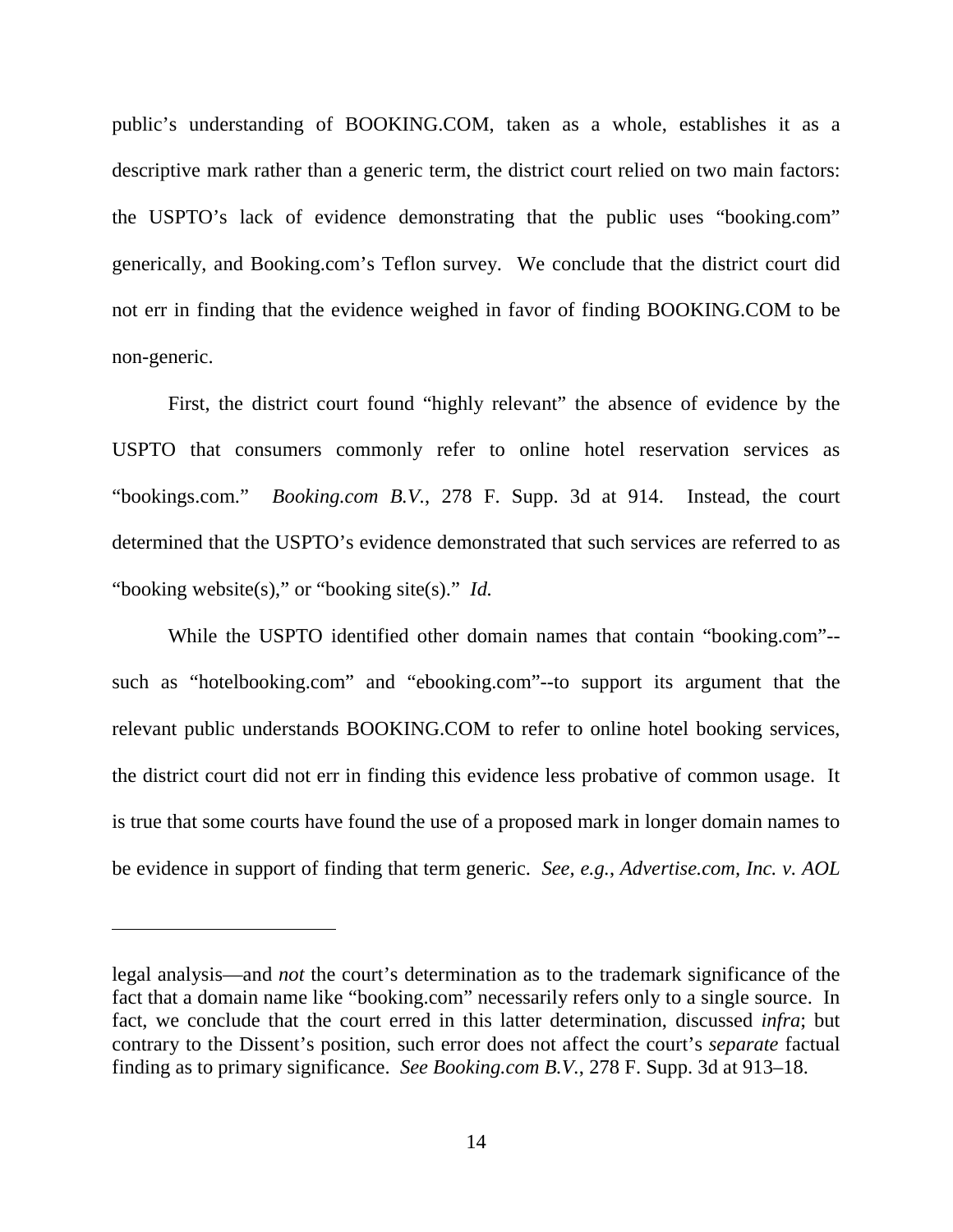public's understanding of BOOKING.COM, taken as a whole, establishes it as a descriptive mark rather than a generic term, the district court relied on two main factors: the USPTO's lack of evidence demonstrating that the public uses "booking.com" generically, and Booking.com's Teflon survey. We conclude that the district court did not err in finding that the evidence weighed in favor of finding BOOKING.COM to be non-generic.

First, the district court found "highly relevant" the absence of evidence by the USPTO that consumers commonly refer to online hotel reservation services as "bookings.com." *Booking.com B.V.*, 278 F. Supp. 3d at 914. Instead, the court determined that the USPTO's evidence demonstrated that such services are referred to as "booking website(s)," or "booking site(s)." *Id.*

While the USPTO identified other domain names that contain "booking.com"--such as "hotelbooking.com" and "ebooking.com"--to support its argument that the relevant public understands BOOKING.COM to refer to online hotel booking services, the district court did not err in finding this evidence less probative of common usage. It is true that some courts have found the use of a proposed mark in longer domain names to be evidence in support of finding that term generic. *See, e.g.*, *Advertise.com, Inc. v. AOL*

---

legal analysis—and *not* the court's determination as to the trademark significance of the fact that a domain name like "booking.com" necessarily refers only to a single source. In fact, we conclude that the court erred in this latter determination, discussed *infra*; but contrary to the Dissent's position, such error does not affect the court's *separate* factual finding as to primary significance. *See Booking.com B.V.*, 278 F. Supp. 3d at 913–18.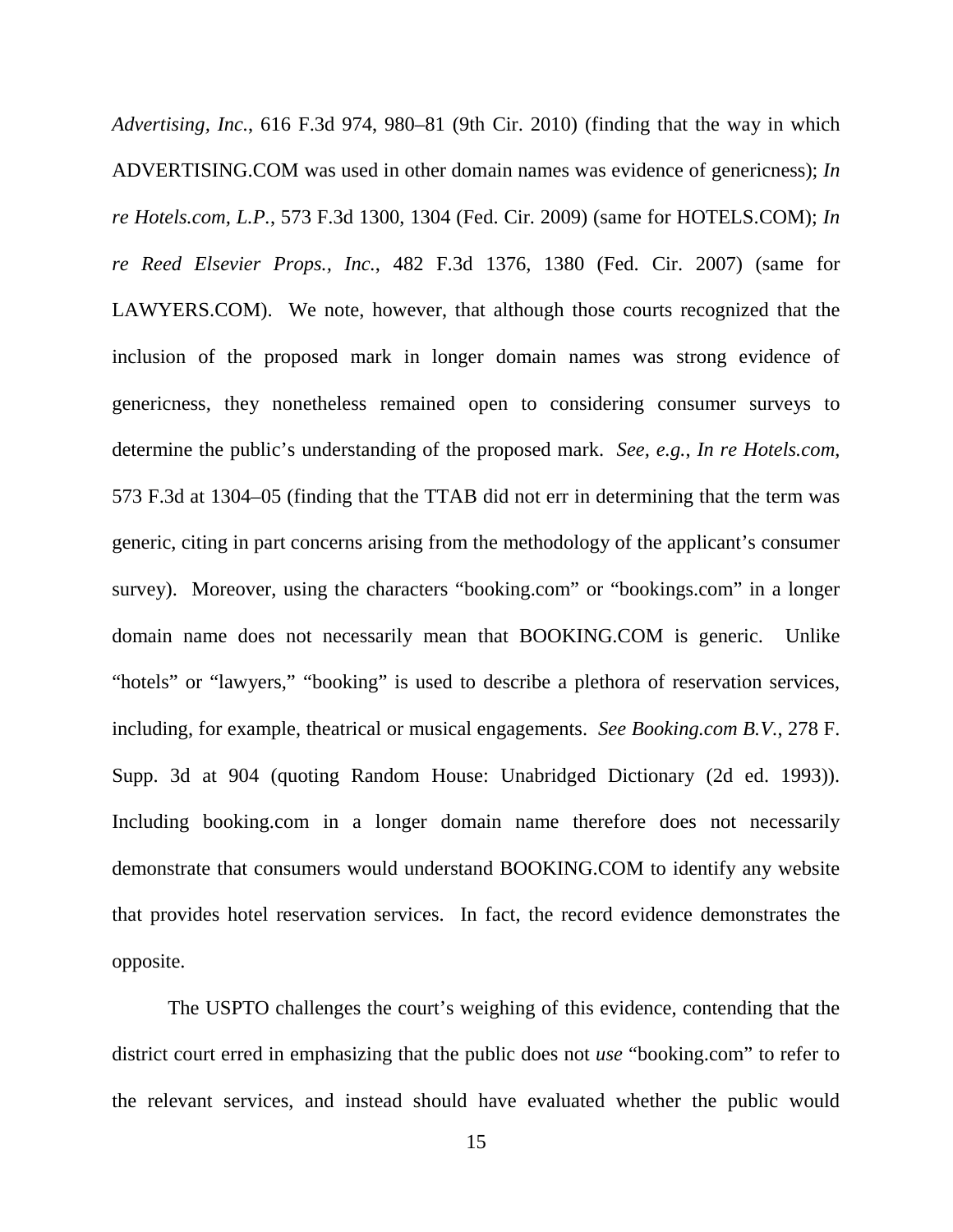*Advertising, Inc.*, 616 F.3d 974, 980–81 (9th Cir. 2010) (finding that the way in which ADVERTISING.COM was used in other domain names was evidence of genericness); *In re Hotels.com, L.P.*, 573 F.3d 1300, 1304 (Fed. Cir. 2009) (same for HOTELS.COM); *In re Reed Elsevier Props., Inc.*, 482 F.3d 1376, 1380 (Fed. Cir. 2007) (same for LAWYERS.COM). We note, however, that although those courts recognized that the inclusion of the proposed mark in longer domain names was strong evidence of genericness, they nonetheless remained open to considering consumer surveys to determine the public's understanding of the proposed mark. *See, e.g.*, *In re Hotels.com*, 573 F.3d at 1304–05 (finding that the TTAB did not err in determining that the term was generic, citing in part concerns arising from the methodology of the applicant's consumer survey). Moreover, using the characters "booking.com" or "bookings.com" in a longer domain name does not necessarily mean that BOOKING.COM is generic. Unlike "hotels" or "lawyers," "booking" is used to describe a plethora of reservation services, including, for example, theatrical or musical engagements. *See Booking.com B.V.*, 278 F. Supp. 3d at 904 (quoting Random House: Unabridged Dictionary (2d ed. 1993)). Including booking.com in a longer domain name therefore does not necessarily demonstrate that consumers would understand BOOKING.COM to identify any website that provides hotel reservation services. In fact, the record evidence demonstrates the opposite.

The USPTO challenges the court's weighing of this evidence, contending that the district court erred in emphasizing that the public does not *use* "booking.com" to refer to the relevant services, and instead should have evaluated whether the public would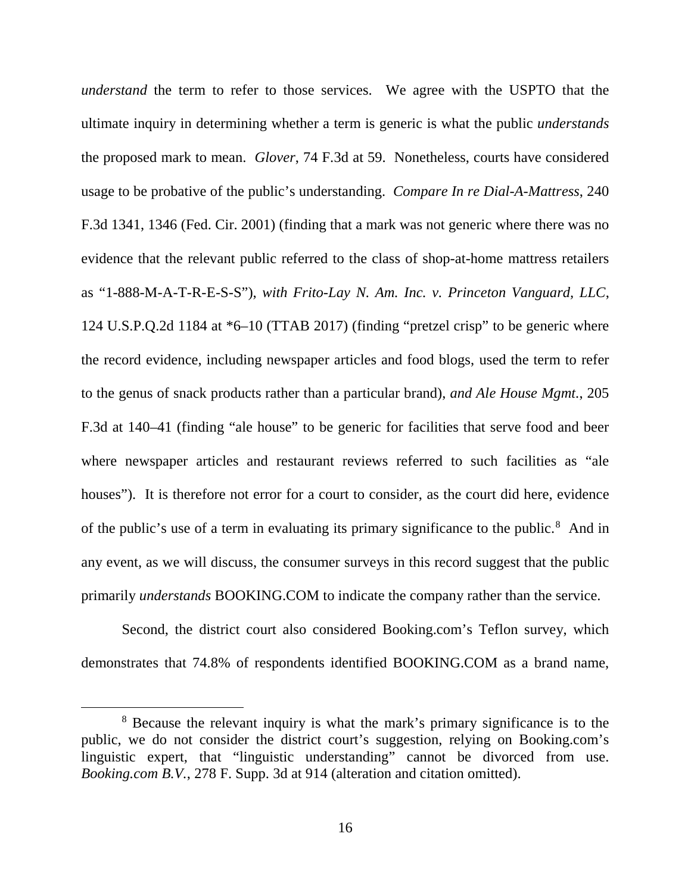*understand* the term to refer to those services. We agree with the USPTO that the ultimate inquiry in determining whether a term is generic is what the public *understands* the proposed mark to mean. *Glover*, 74 F.3d at 59. Nonetheless, courts have considered usage to be probative of the public's understanding. *Compare In re Dial-A-Mattress*, 240 F.3d 1341, 1346 (Fed. Cir. 2001) (finding that a mark was not generic where there was no evidence that the relevant public referred to the class of shop-at-home mattress retailers as "1-888-M-A-T-R-E-S-S"), *with Frito-Lay N. Am. Inc. v. Princeton Vanguard, LLC*, 124 U.S.P.Q.2d 1184 at *6–10 (TTAB 2017) (finding "pretzel crisp" to be generic where the record evidence, including newspaper articles and food blogs, used the term to refer to the genus of snack products rather than a particular brand), *and Ale House Mgmt.*, 205 F.3d at 140–41 (finding "ale house" to be generic for facilities that serve food and beer where newspaper articles and restaurant reviews referred to such facilities as "ale houses"). It is therefore not error for a court to consider, as the court did here, evidence of the public's use of a term in evaluating its primary significance to the public.[8] And in any event, as we will discuss, the consumer surveys in this record suggest that the public primarily *understands* BOOKING.COM to indicate the company rather than the service.

Second, the district court also considered Booking.com's Teflon survey, which demonstrates that 74.8% of respondents identified BOOKING.COM as a brand name,

[8] Because the relevant inquiry is what the mark's primary significance is to the public, we do not consider the district court's suggestion, relying on Booking.com's linguistic expert, that "linguistic understanding" cannot be divorced from use. *Booking.com B.V.*, 278 F. Supp. 3d at 914 (alteration and citation omitted).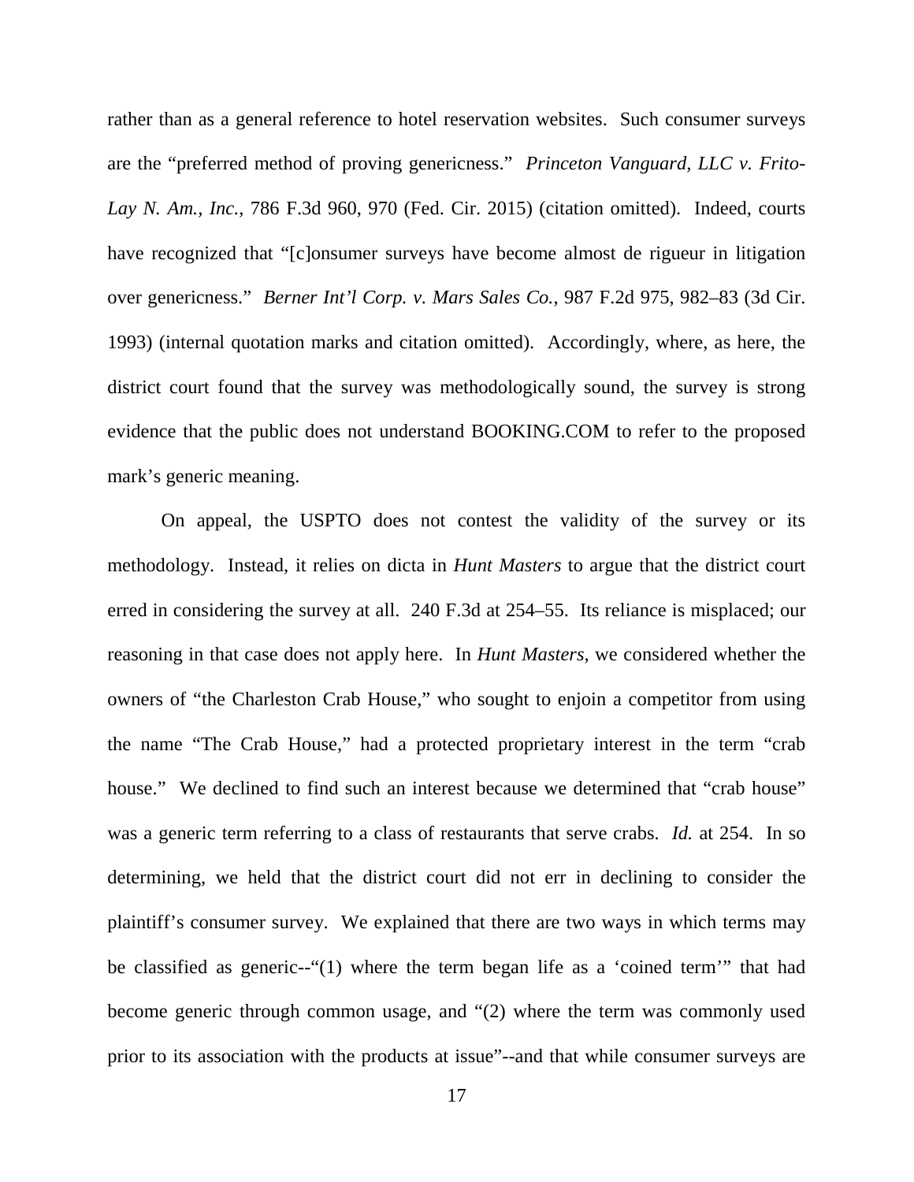rather than as a general reference to hotel reservation websites. Such consumer surveys are the "preferred method of proving genericness." *Princeton Vanguard, LLC v. Frito-Lay N. Am., Inc.*, 786 F.3d 960, 970 (Fed. Cir. 2015) (citation omitted). Indeed, courts have recognized that "[c]onsumer surveys have become almost de rigueur in litigation over genericness." *Berner Int'l Corp. v. Mars Sales Co.*, 987 F.2d 975, 982–83 (3d Cir. 1993) (internal quotation marks and citation omitted). Accordingly, where, as here, the district court found that the survey was methodologically sound, the survey is strong evidence that the public does not understand BOOKING.COM to refer to the proposed mark's generic meaning.

On appeal, the USPTO does not contest the validity of the survey or its methodology. Instead, it relies on dicta in *Hunt Masters* to argue that the district court erred in considering the survey at all. 240 F.3d at 254–55. Its reliance is misplaced; our reasoning in that case does not apply here. In *Hunt Masters*, we considered whether the owners of "the Charleston Crab House," who sought to enjoin a competitor from using the name "The Crab House," had a protected proprietary interest in the term "crab house." We declined to find such an interest because we determined that "crab house" was a generic term referring to a class of restaurants that serve crabs. *Id.* at 254. In so determining, we held that the district court did not err in declining to consider the plaintiff's consumer survey. We explained that there are two ways in which terms may be classified as generic--"(1) where the term began life as a 'coined term'" that had become generic through common usage, and "(2) where the term was commonly used prior to its association with the products at issue"--and that while consumer surveys are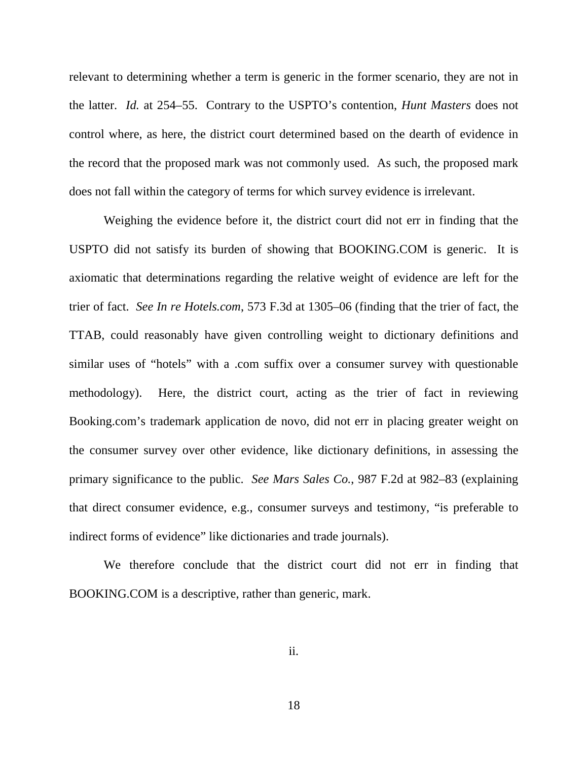relevant to determining whether a term is generic in the former scenario, they are not in the latter. *Id.* at 254–55. Contrary to the USPTO's contention, *Hunt Masters* does not control where, as here, the district court determined based on the dearth of evidence in the record that the proposed mark was not commonly used. As such, the proposed mark does not fall within the category of terms for which survey evidence is irrelevant.

Weighing the evidence before it, the district court did not err in finding that the USPTO did not satisfy its burden of showing that BOOKING.COM is generic. It is axiomatic that determinations regarding the relative weight of evidence are left for the trier of fact. *See In re Hotels.com*, 573 F.3d at 1305–06 (finding that the trier of fact, the TTAB, could reasonably have given controlling weight to dictionary definitions and similar uses of "hotels" with a .com suffix over a consumer survey with questionable methodology). Here, the district court, acting as the trier of fact in reviewing Booking.com's trademark application de novo, did not err in placing greater weight on the consumer survey over other evidence, like dictionary definitions, in assessing the primary significance to the public. *See Mars Sales Co.*, 987 F.2d at 982–83 (explaining that direct consumer evidence, e.g., consumer surveys and testimony, "is preferable to indirect forms of evidence" like dictionaries and trade journals).

We therefore conclude that the district court did not err in finding that BOOKING.COM is a descriptive, rather than generic, mark.

ii.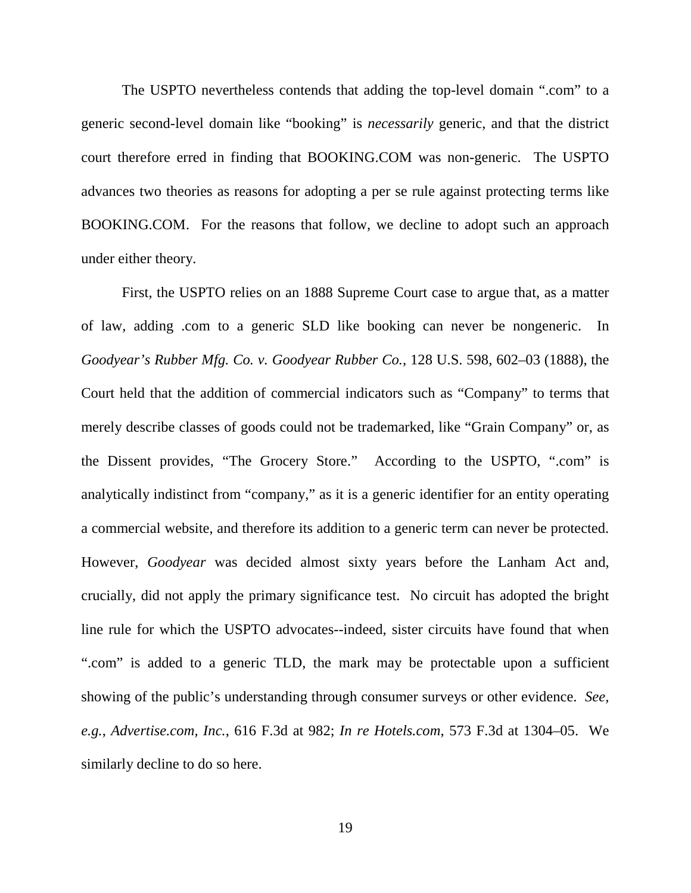The USPTO nevertheless contends that adding the top-level domain ".com" to a generic second-level domain like "booking" is *necessarily* generic, and that the district court therefore erred in finding that BOOKING.COM was non-generic. The USPTO advances two theories as reasons for adopting a per se rule against protecting terms like BOOKING.COM. For the reasons that follow, we decline to adopt such an approach under either theory.

First, the USPTO relies on an 1888 Supreme Court case to argue that, as a matter of law, adding .com to a generic SLD like booking can never be nongeneric. In *Goodyear's Rubber Mfg. Co. v. Goodyear Rubber Co.*, 128 U.S. 598, 602–03 (1888), the Court held that the addition of commercial indicators such as "Company" to terms that merely describe classes of goods could not be trademarked, like "Grain Company" or, as the Dissent provides, "The Grocery Store." According to the USPTO, ".com" is analytically indistinct from "company," as it is a generic identifier for an entity operating a commercial website, and therefore its addition to a generic term can never be protected. However, *Goodyear* was decided almost sixty years before the Lanham Act and, crucially, did not apply the primary significance test. No circuit has adopted the bright line rule for which the USPTO advocates--indeed, sister circuits have found that when ".com" is added to a generic TLD, the mark may be protectable upon a sufficient showing of the public's understanding through consumer surveys or other evidence. *See*, *e.g.*, *Advertise.com, Inc.*, 616 F.3d at 982; *In re Hotels.com*, 573 F.3d at 1304–05. We similarly decline to do so here.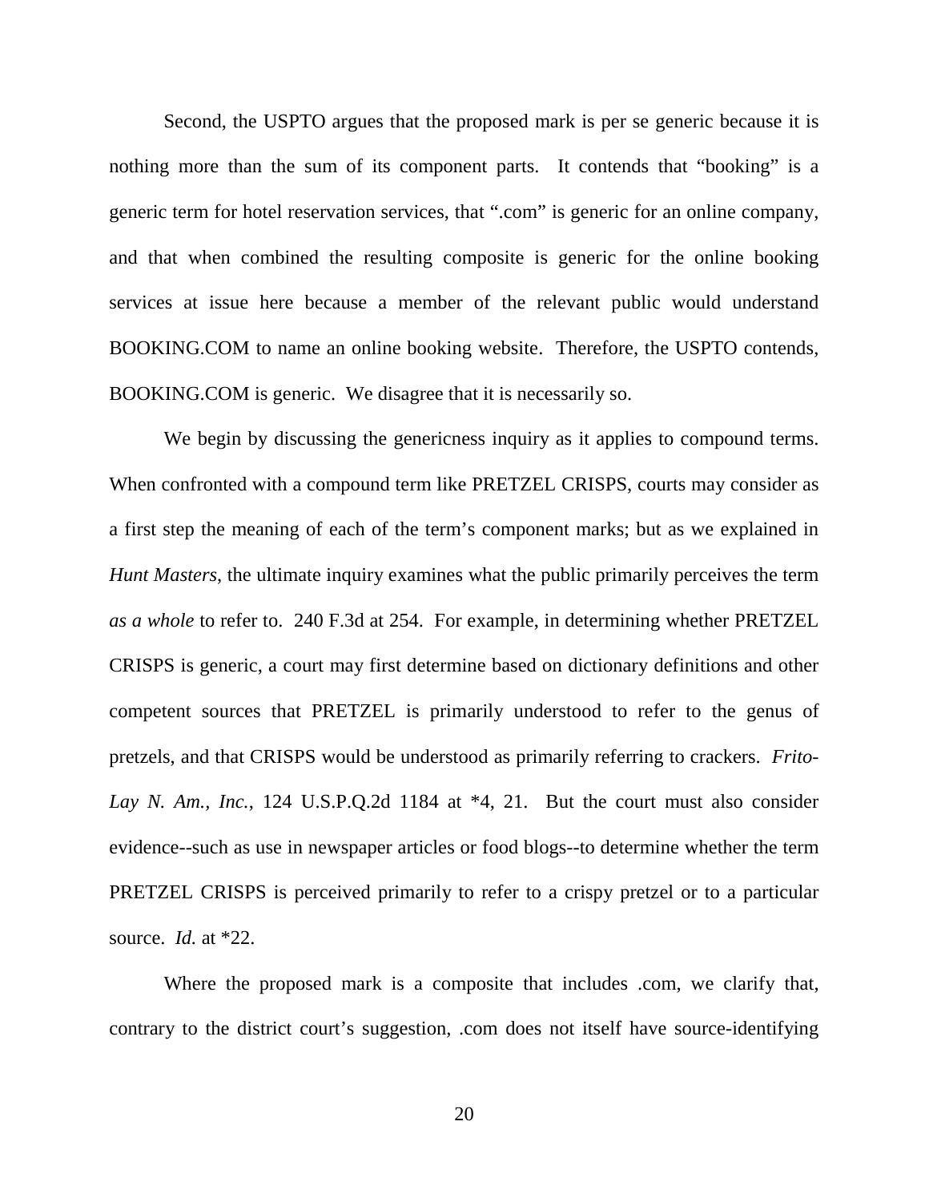Second, the USPTO argues that the proposed mark is per se generic because it is nothing more than the sum of its component parts. It contends that "booking" is a generic term for hotel reservation services, that ".com" is generic for an online company, and that when combined the resulting composite is generic for the online booking services at issue here because a member of the relevant public would understand BOOKING.COM to name an online booking website. Therefore, the USPTO contends, BOOKING.COM is generic. We disagree that it is necessarily so.

We begin by discussing the genericness inquiry as it applies to compound terms. When confronted with a compound term like PRETZEL CRISPS, courts may consider as a first step the meaning of each of the term's component marks; but as we explained in *Hunt Masters*, the ultimate inquiry examines what the public primarily perceives the term *as a whole* to refer to. 240 F.3d at 254. For example, in determining whether PRETZEL CRISPS is generic, a court may first determine based on dictionary definitions and other competent sources that PRETZEL is primarily understood to refer to the genus of pretzels, and that CRISPS would be understood as primarily referring to crackers. *Frito-Lay N. Am., Inc.*, 124 U.S.P.Q.2d 1184 at *4, 21. But the court must also consider evidence--such as use in newspaper articles or food blogs--to determine whether the term PRETZEL CRISPS is perceived primarily to refer to a crispy pretzel or to a particular source. *Id.* at *22.

Where the proposed mark is a composite that includes .com, we clarify that, contrary to the district court's suggestion, .com does not itself have source-identifying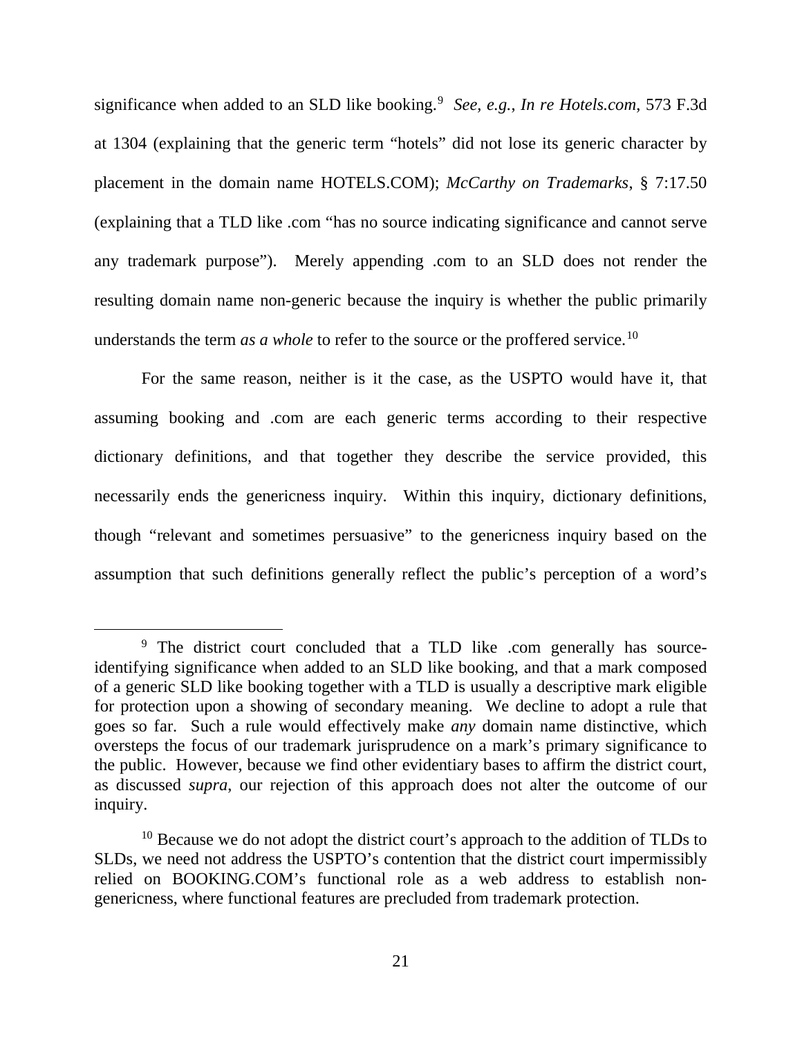significance when added to an SLD like booking.[9] *See, e.g.*, *In re Hotels.com*, 573 F.3d at 1304 (explaining that the generic term "hotels" did not lose its generic character by placement in the domain name HOTELS.COM); *McCarthy on Trademarks*, § 7:17.50 (explaining that a TLD like .com "has no source indicating significance and cannot serve any trademark purpose"). Merely appending .com to an SLD does not render the resulting domain name non-generic because the inquiry is whether the public primarily understands the term *as a whole* to refer to the source or the proffered service.[10]

For the same reason, neither is it the case, as the USPTO would have it, that assuming booking and .com are each generic terms according to their respective dictionary definitions, and that together they describe the service provided, this necessarily ends the genericness inquiry. Within this inquiry, dictionary definitions, though "relevant and sometimes persuasive" to the genericness inquiry based on the assumption that such definitions generally reflect the public's perception of a word's

[9] The district court concluded that a TLD like .com generally has source-identifying significance when added to an SLD like booking, and that a mark composed of a generic SLD like booking together with a TLD is usually a descriptive mark eligible for protection upon a showing of secondary meaning. We decline to adopt a rule that goes so far. Such a rule would effectively make *any* domain name distinctive, which oversteps the focus of our trademark jurisprudence on a mark's primary significance to the public. However, because we find other evidentiary bases to affirm the district court, as discussed *supra*, our rejection of this approach does not alter the outcome of our inquiry.

[10] Because we do not adopt the district court's approach to the addition of TLDs to SLDs, we need not address the USPTO's contention that the district court impermissibly relied on BOOKING.COM's functional role as a web address to establish non-genericness, where functional features are precluded from trademark protection.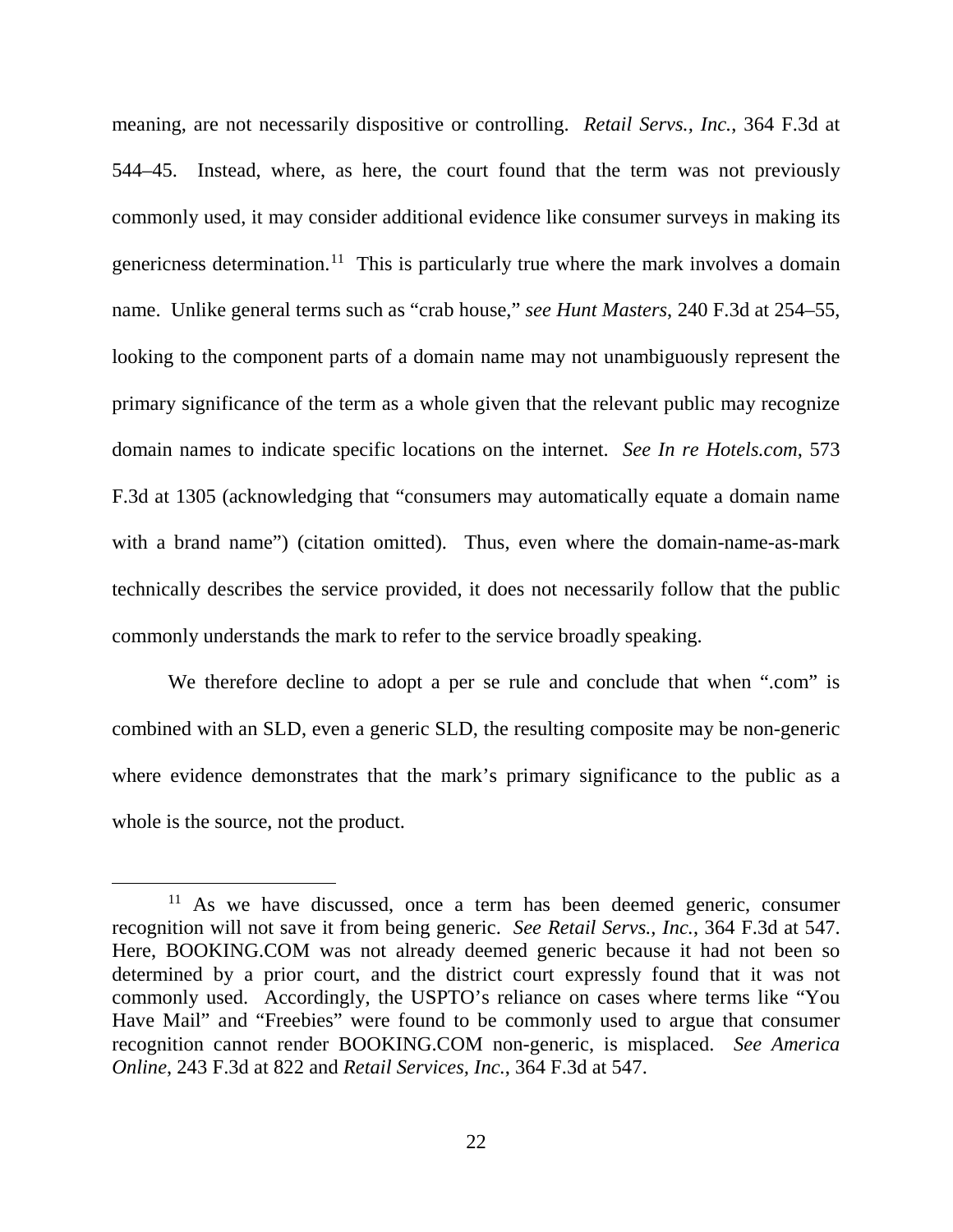meaning, are not necessarily dispositive or controlling. *Retail Servs., Inc.*, 364 F.3d at 544–45. Instead, where, as here, the court found that the term was not previously commonly used, it may consider additional evidence like consumer surveys in making its genericness determination.[11] This is particularly true where the mark involves a domain name. Unlike general terms such as "crab house," *see Hunt Masters*, 240 F.3d at 254–55, looking to the component parts of a domain name may not unambiguously represent the primary significance of the term as a whole given that the relevant public may recognize domain names to indicate specific locations on the internet. *See In re Hotels.com*, 573 F.3d at 1305 (acknowledging that "consumers may automatically equate a domain name with a brand name") (citation omitted). Thus, even where the domain-name-as-mark technically describes the service provided, it does not necessarily follow that the public commonly understands the mark to refer to the service broadly speaking.

We therefore decline to adopt a per se rule and conclude that when ".com" is combined with an SLD, even a generic SLD, the resulting composite may be non-generic where evidence demonstrates that the mark's primary significance to the public as a whole is the source, not the product.

---

[11] As we have discussed, once a term has been deemed generic, consumer recognition will not save it from being generic. *See Retail Servs., Inc.*, 364 F.3d at 547. Here, BOOKING.COM was not already deemed generic because it had not been so determined by a prior court, and the district court expressly found that it was not commonly used. Accordingly, the USPTO's reliance on cases where terms like "You Have Mail" and "Freebies" were found to be commonly used to argue that consumer recognition cannot render BOOKING.COM non-generic, is misplaced. *See America Online*, 243 F.3d at 822 and *Retail Services, Inc.*, 364 F.3d at 547.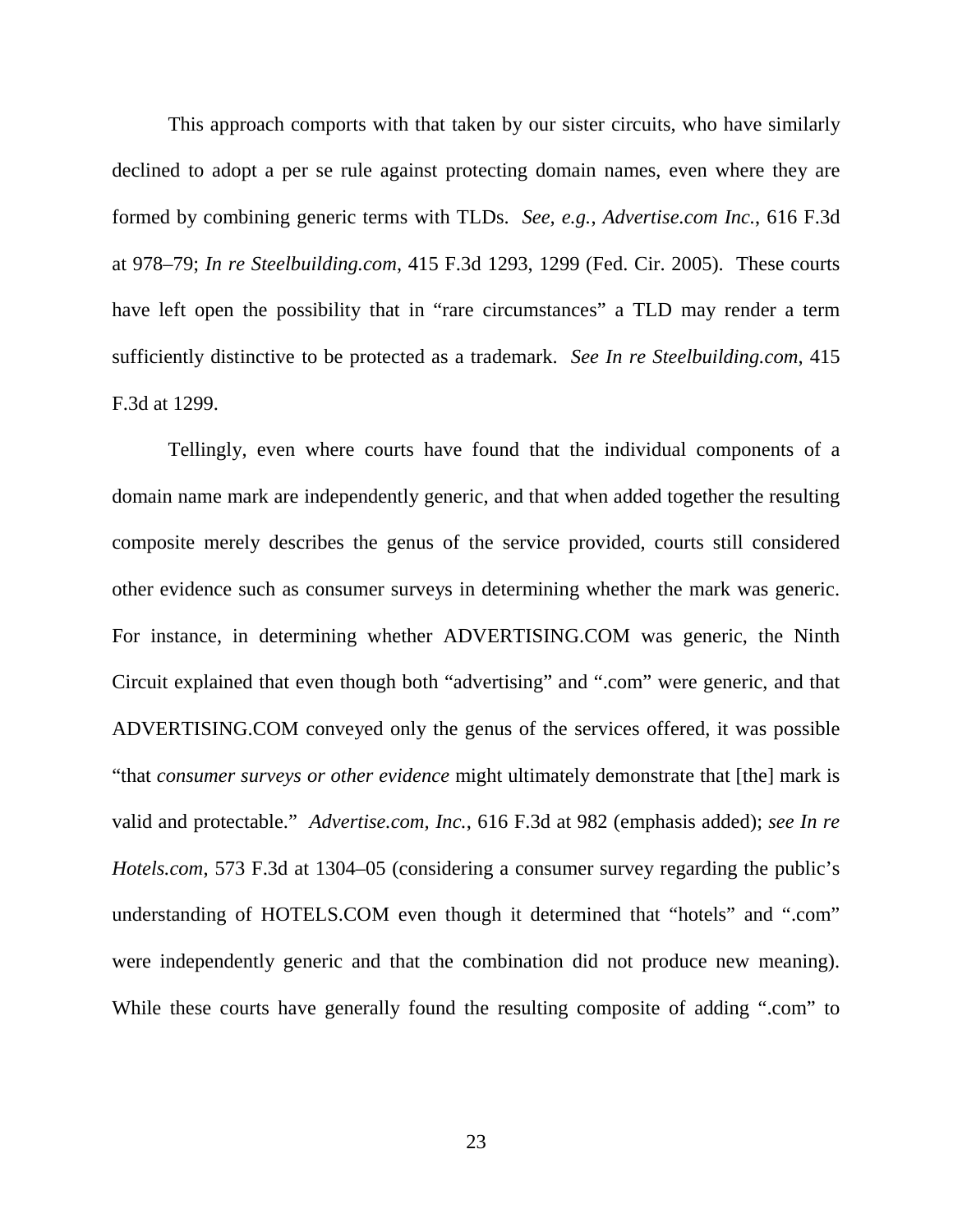This approach comports with that taken by our sister circuits, who have similarly declined to adopt a per se rule against protecting domain names, even where they are formed by combining generic terms with TLDs. *See, e.g.*, *Advertise.com Inc.*, 616 F.3d at 978–79; *In re Steelbuilding.com*, 415 F.3d 1293, 1299 (Fed. Cir. 2005). These courts have left open the possibility that in "rare circumstances" a TLD may render a term sufficiently distinctive to be protected as a trademark. *See In re Steelbuilding.com*, 415 F.3d at 1299.

Tellingly, even where courts have found that the individual components of a domain name mark are independently generic, and that when added together the resulting composite merely describes the genus of the service provided, courts still considered other evidence such as consumer surveys in determining whether the mark was generic. For instance, in determining whether ADVERTISING.COM was generic, the Ninth Circuit explained that even though both "advertising" and ".com" were generic, and that ADVERTISING.COM conveyed only the genus of the services offered, it was possible "that *consumer surveys or other evidence* might ultimately demonstrate that [the] mark is valid and protectable." *Advertise.com, Inc.*, 616 F.3d at 982 (emphasis added); *see In re Hotels.com*, 573 F.3d at 1304–05 (considering a consumer survey regarding the public's understanding of HOTELS.COM even though it determined that "hotels" and ".com" were independently generic and that the combination did not produce new meaning). While these courts have generally found the resulting composite of adding ".com" to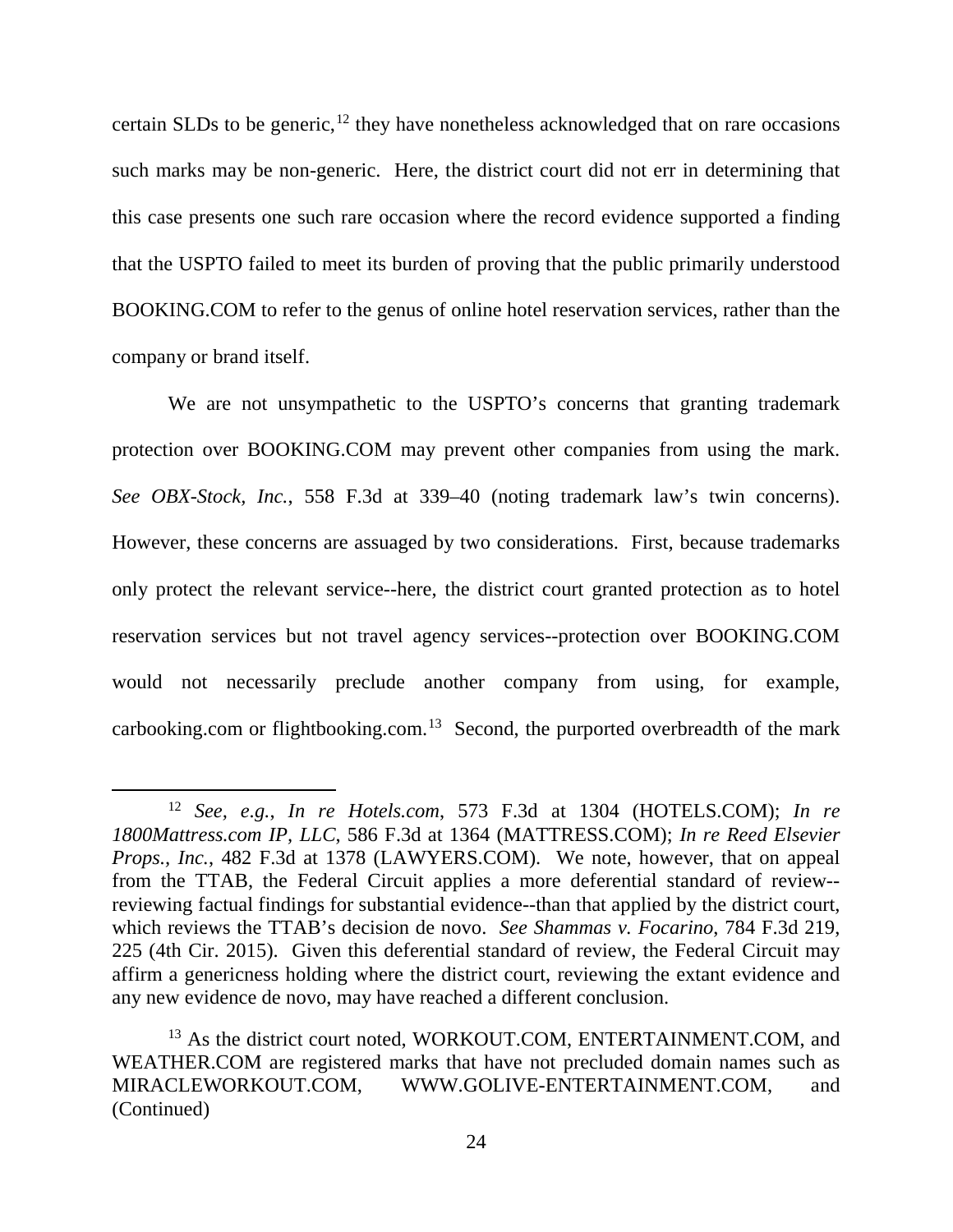certain SLDs to be generic,[12] they have nonetheless acknowledged that on rare occasions such marks may be non-generic. Here, the district court did not err in determining that this case presents one such rare occasion where the record evidence supported a finding that the USPTO failed to meet its burden of proving that the public primarily understood BOOKING.COM to refer to the genus of online hotel reservation services, rather than the company or brand itself.

We are not unsympathetic to the USPTO's concerns that granting trademark protection over BOOKING.COM may prevent other companies from using the mark. *See OBX-Stock, Inc.*, 558 F.3d at 339–40 (noting trademark law's twin concerns). However, these concerns are assuaged by two considerations. First, because trademarks only protect the relevant service--here, the district court granted protection as to hotel reservation services but not travel agency services--protection over BOOKING.COM would not necessarily preclude another company from using, for example, carbooking.com or flightbooking.com.[13] Second, the purported overbreadth of the mark

---

[12] *See, e.g.*, *In re Hotels.com*, 573 F.3d at 1304 (HOTELS.COM); *In re 1800Mattress.com IP, LLC*, 586 F.3d at 1364 (MATTRESS.COM); *In re Reed Elsevier Props., Inc.*, 482 F.3d at 1378 (LAWYERS.COM). We note, however, that on appeal from the TTAB, the Federal Circuit applies a more deferential standard of review--reviewing factual findings for substantial evidence--than that applied by the district court, which reviews the TTAB's decision de novo. *See Shammas v. Focarino*, 784 F.3d 219, 225 (4th Cir. 2015). Given this deferential standard of review, the Federal Circuit may affirm a genericness holding where the district court, reviewing the extant evidence and any new evidence de novo, may have reached a different conclusion.

[13] As the district court noted, WORKOUT.COM, ENTERTAINMENT.COM, and WEATHER.COM are registered marks that have not precluded domain names such as MIRACLEWORKOUT.COM, WWW.GOLIVE-ENTERTAINMENT.COM, and (Continued)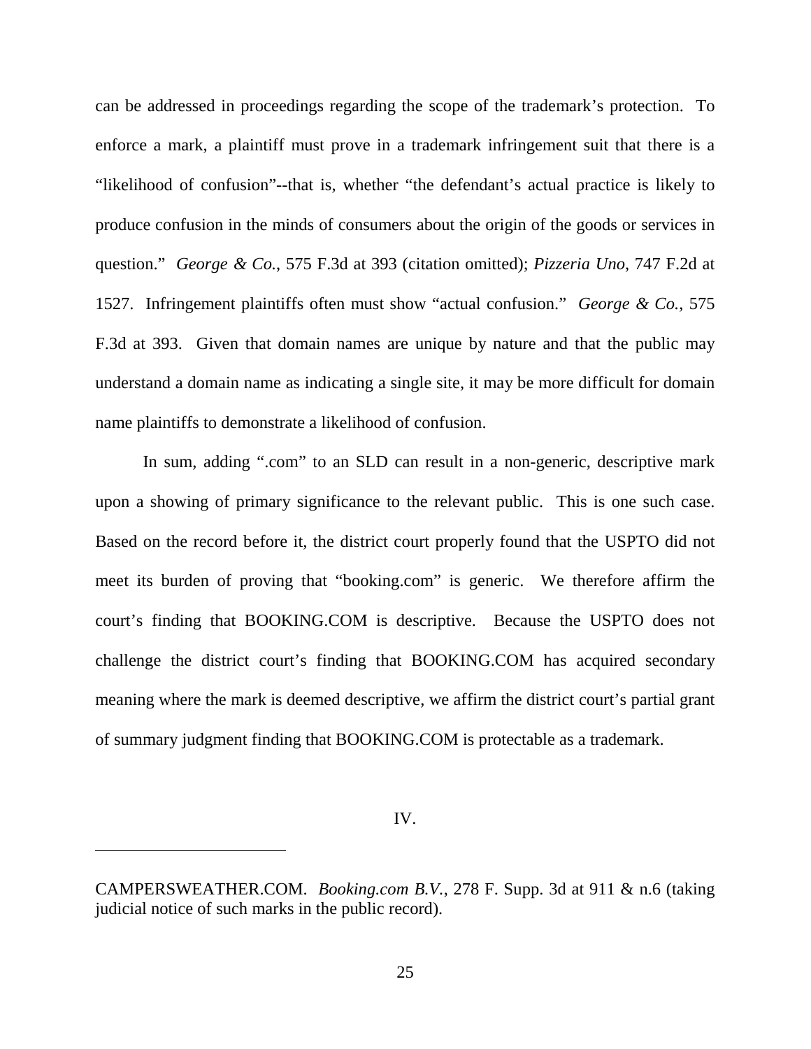can be addressed in proceedings regarding the scope of the trademark's protection. To enforce a mark, a plaintiff must prove in a trademark infringement suit that there is a "likelihood of confusion"--that is, whether "the defendant's actual practice is likely to produce confusion in the minds of consumers about the origin of the goods or services in question." *George & Co.*, 575 F.3d at 393 (citation omitted); *Pizzeria Uno*, 747 F.2d at 1527. Infringement plaintiffs often must show "actual confusion." *George & Co.*, 575 F.3d at 393. Given that domain names are unique by nature and that the public may understand a domain name as indicating a single site, it may be more difficult for domain name plaintiffs to demonstrate a likelihood of confusion.

In sum, adding ".com" to an SLD can result in a non-generic, descriptive mark upon a showing of primary significance to the relevant public. This is one such case. Based on the record before it, the district court properly found that the USPTO did not meet its burden of proving that "booking.com" is generic. We therefore affirm the court's finding that BOOKING.COM is descriptive. Because the USPTO does not challenge the district court's finding that BOOKING.COM has acquired secondary meaning where the mark is deemed descriptive, we affirm the district court's partial grant of summary judgment finding that BOOKING.COM is protectable as a trademark.

## IV.

---

CAMPERSWEATHER.COM. *Booking.com B.V.*, 278 F. Supp. 3d at 911 & n.6 (taking judicial notice of such marks in the public record).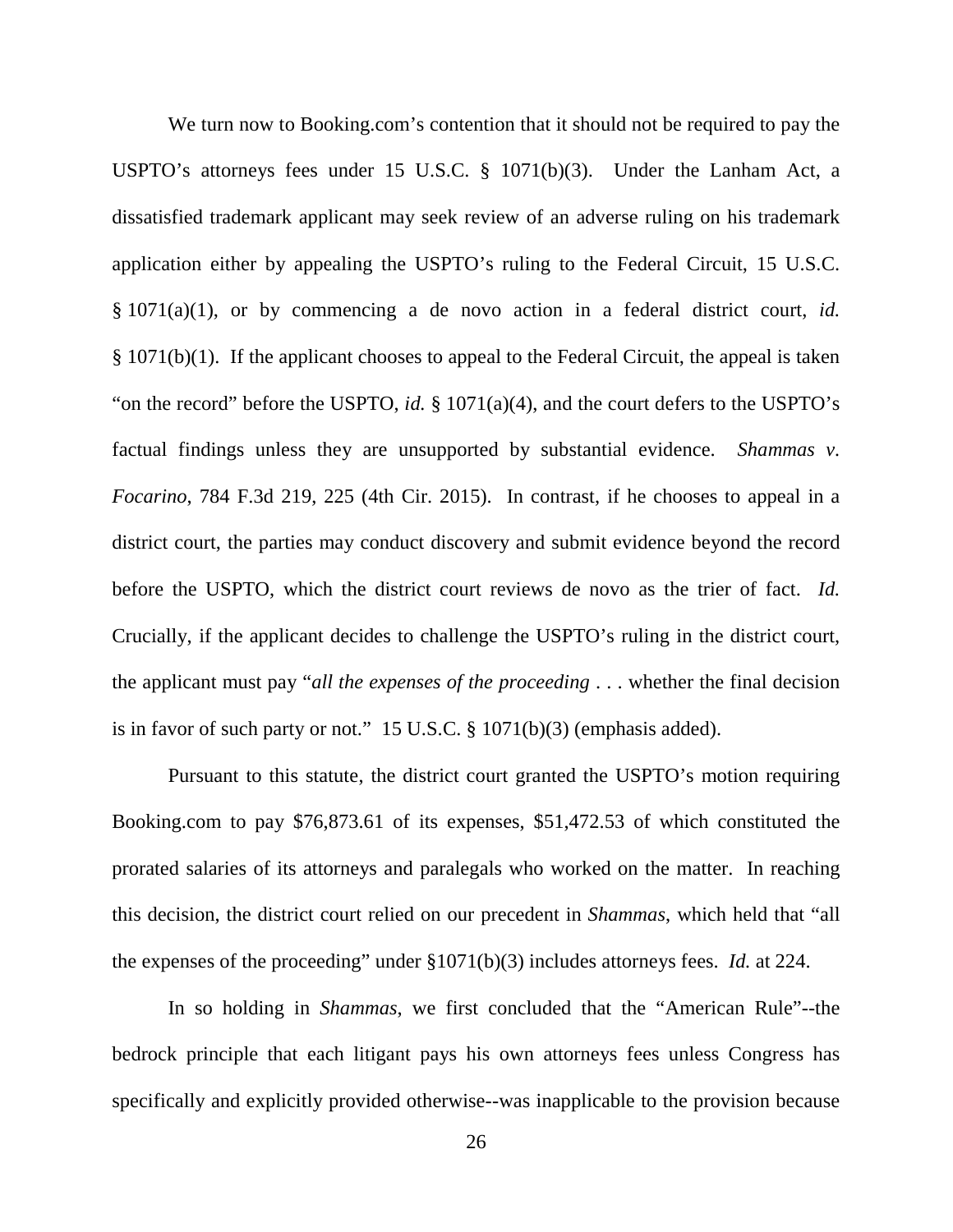We turn now to Booking.com's contention that it should not be required to pay the USPTO's attorneys fees under 15 U.S.C. § 1071(b)(3). Under the Lanham Act, a dissatisfied trademark applicant may seek review of an adverse ruling on his trademark application either by appealing the USPTO's ruling to the Federal Circuit, 15 U.S.C. § 1071(a)(1), or by commencing a de novo action in a federal district court, *id.* § 1071(b)(1). If the applicant chooses to appeal to the Federal Circuit, the appeal is taken "on the record" before the USPTO, *id.* § 1071(a)(4), and the court defers to the USPTO's factual findings unless they are unsupported by substantial evidence. *Shammas v. Focarino*, 784 F.3d 219, 225 (4th Cir. 2015). In contrast, if he chooses to appeal in a district court, the parties may conduct discovery and submit evidence beyond the record before the USPTO, which the district court reviews de novo as the trier of fact. *Id.* Crucially, if the applicant decides to challenge the USPTO's ruling in the district court, the applicant must pay "*all the expenses of the proceeding* . . . whether the final decision is in favor of such party or not." 15 U.S.C. § 1071(b)(3) (emphasis added).

Pursuant to this statute, the district court granted the USPTO's motion requiring Booking.com to pay $76,873.61 of its expenses, $51,472.53 of which constituted the prorated salaries of its attorneys and paralegals who worked on the matter. In reaching this decision, the district court relied on our precedent in *Shammas*, which held that "all the expenses of the proceeding" under §1071(b)(3) includes attorneys fees. *Id.* at 224.

In so holding in *Shammas*, we first concluded that the "American Rule"--the bedrock principle that each litigant pays his own attorneys fees unless Congress has specifically and explicitly provided otherwise--was inapplicable to the provision because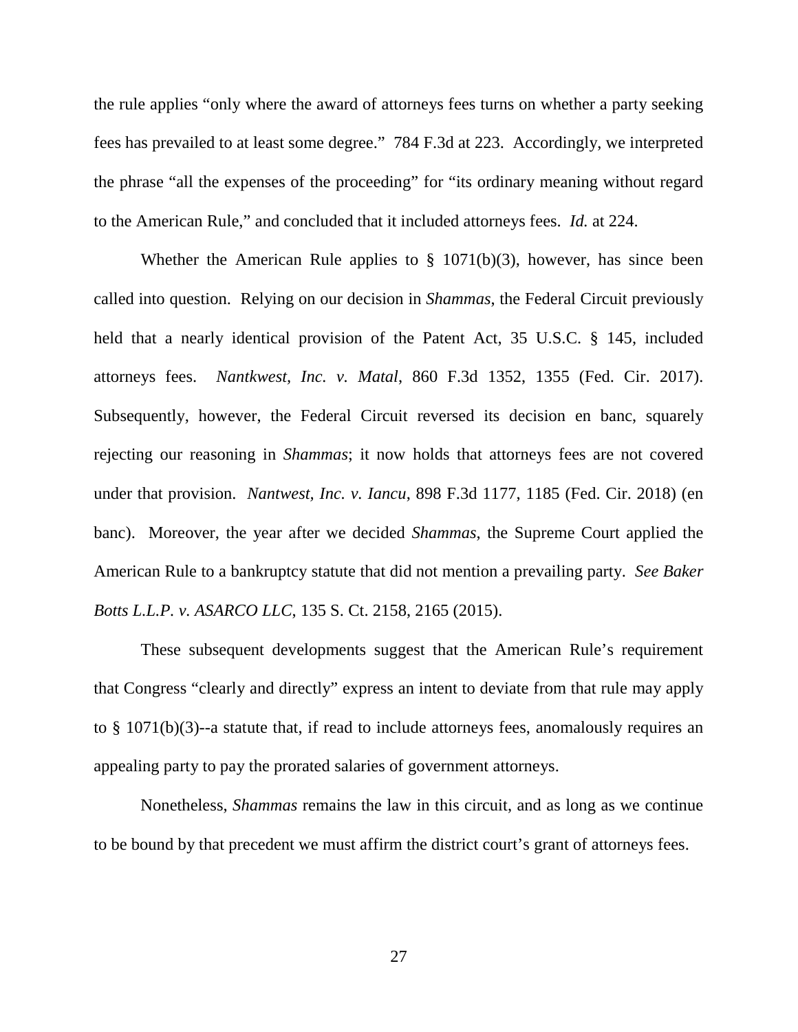the rule applies "only where the award of attorneys fees turns on whether a party seeking fees has prevailed to at least some degree." 784 F.3d at 223. Accordingly, we interpreted the phrase "all the expenses of the proceeding" for "its ordinary meaning without regard to the American Rule," and concluded that it included attorneys fees. *Id.* at 224.

Whether the American Rule applies to § 1071(b)(3), however, has since been called into question. Relying on our decision in *Shammas*, the Federal Circuit previously held that a nearly identical provision of the Patent Act, 35 U.S.C. § 145, included attorneys fees. *Nantkwest, Inc. v. Matal*, 860 F.3d 1352, 1355 (Fed. Cir. 2017). Subsequently, however, the Federal Circuit reversed its decision en banc, squarely rejecting our reasoning in *Shammas*; it now holds that attorneys fees are not covered under that provision. *Nantwest, Inc. v. Iancu*, 898 F.3d 1177, 1185 (Fed. Cir. 2018) (en banc). Moreover, the year after we decided *Shammas*, the Supreme Court applied the American Rule to a bankruptcy statute that did not mention a prevailing party. *See Baker Botts L.L.P. v. ASARCO LLC*, 135 S. Ct. 2158, 2165 (2015).

These subsequent developments suggest that the American Rule's requirement that Congress "clearly and directly" express an intent to deviate from that rule may apply to § 1071(b)(3)--a statute that, if read to include attorneys fees, anomalously requires an appealing party to pay the prorated salaries of government attorneys.

Nonetheless, *Shammas* remains the law in this circuit, and as long as we continue to be bound by that precedent we must affirm the district court's grant of attorneys fees.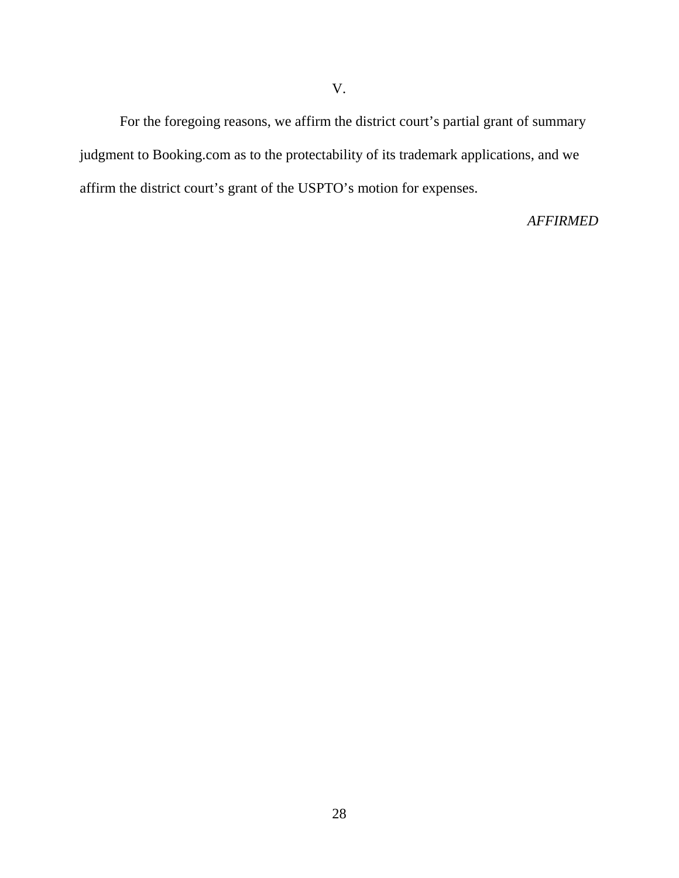## V.

For the foregoing reasons, we affirm the district court's partial grant of summary judgment to Booking.com as to the protectability of its trademark applications, and we affirm the district court's grant of the USPTO's motion for expenses.

*AFFIRMED*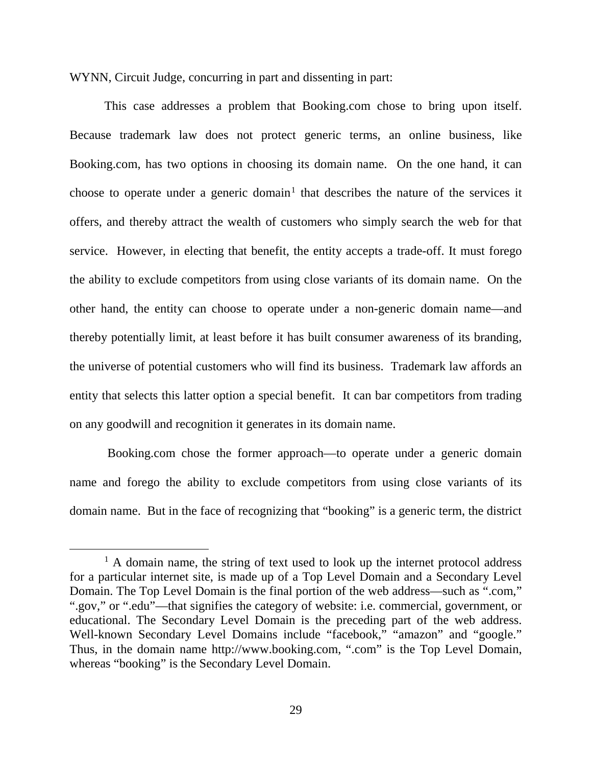WYNN, Circuit Judge, concurring in part and dissenting in part:

This case addresses a problem that Booking.com chose to bring upon itself. Because trademark law does not protect generic terms, an online business, like Booking.com, has two options in choosing its domain name. On the one hand, it can choose to operate under a generic domain[1] that describes the nature of the services it offers, and thereby attract the wealth of customers who simply search the web for that service. However, in electing that benefit, the entity accepts a trade-off. It must forego the ability to exclude competitors from using close variants of its domain name. On the other hand, the entity can choose to operate under a non-generic domain name—and thereby potentially limit, at least before it has built consumer awareness of its branding, the universe of potential customers who will find its business. Trademark law affords an entity that selects this latter option a special benefit. It can bar competitors from trading on any goodwill and recognition it generates in its domain name.

Booking.com chose the former approach—to operate under a generic domain name and forego the ability to exclude competitors from using close variants of its domain name. But in the face of recognizing that "booking" is a generic term, the district

[1] A domain name, the string of text used to look up the internet protocol address for a particular internet site, is made up of a Top Level Domain and a Secondary Level Domain. The Top Level Domain is the final portion of the web address—such as ".com," ".gov," or ".edu"—that signifies the category of website: i.e. commercial, government, or educational. The Secondary Level Domain is the preceding part of the web address. Well-known Secondary Level Domains include "facebook," "amazon" and "google." Thus, in the domain name http://www.booking.com, ".com" is the Top Level Domain, whereas "booking" is the Secondary Level Domain.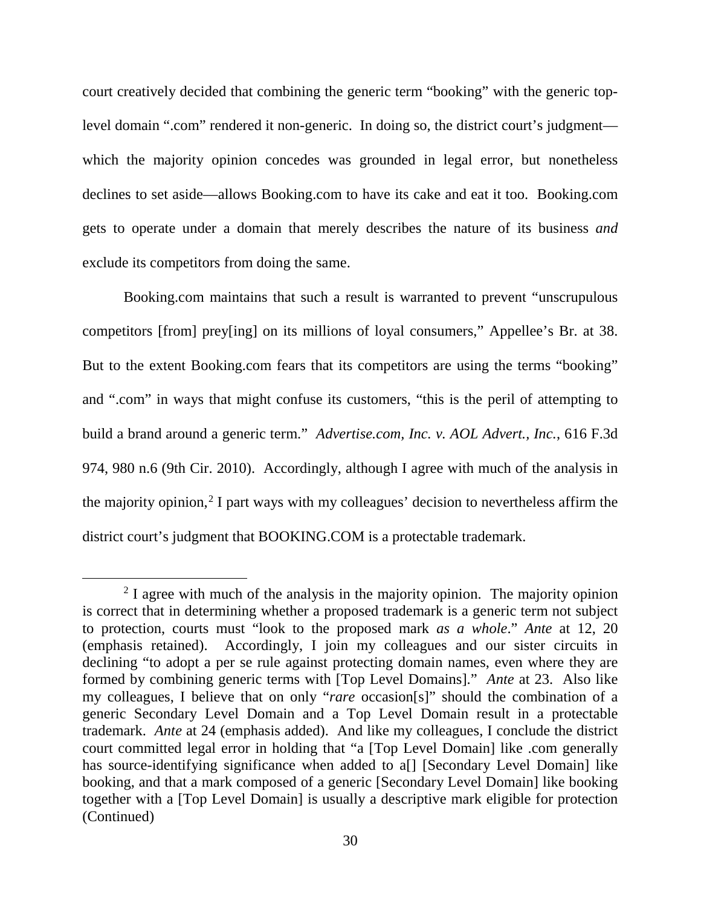court creatively decided that combining the generic term "booking" with the generic top-level domain ".com" rendered it non-generic. In doing so, the district court's judgment—which the majority opinion concedes was grounded in legal error, but nonetheless declines to set aside—allows Booking.com to have its cake and eat it too. Booking.com gets to operate under a domain that merely describes the nature of its business *and* exclude its competitors from doing the same.

Booking.com maintains that such a result is warranted to prevent "unscrupulous competitors [from] prey[ing] on its millions of loyal consumers," Appellee's Br. at 38. But to the extent Booking.com fears that its competitors are using the terms "booking" and ".com" in ways that might confuse its customers, "this is the peril of attempting to build a brand around a generic term." *Advertise.com, Inc. v. AOL Advert., Inc.*, 616 F.3d 974, 980 n.6 (9th Cir. 2010). Accordingly, although I agree with much of the analysis in the majority opinion,[2] I part ways with my colleagues' decision to nevertheless affirm the district court's judgment that BOOKING.COM is a protectable trademark.

---

[2] I agree with much of the analysis in the majority opinion. The majority opinion is correct that in determining whether a proposed trademark is a generic term not subject to protection, courts must "look to the proposed mark *as a whole*." *Ante* at 12, 20 (emphasis retained). Accordingly, I join my colleagues and our sister circuits in declining "to adopt a per se rule against protecting domain names, even where they are formed by combining generic terms with [Top Level Domains]." *Ante* at 23. Also like my colleagues, I believe that on only "*rare* occasion[s]" should the combination of a generic Secondary Level Domain and a Top Level Domain result in a protectable trademark. *Ante* at 24 (emphasis added). And like my colleagues, I conclude the district court committed legal error in holding that "a [Top Level Domain] like .com generally has source-identifying significance when added to a[] [Secondary Level Domain] like booking, and that a mark composed of a generic [Secondary Level Domain] like booking together with a [Top Level Domain] is usually a descriptive mark eligible for protection (Continued)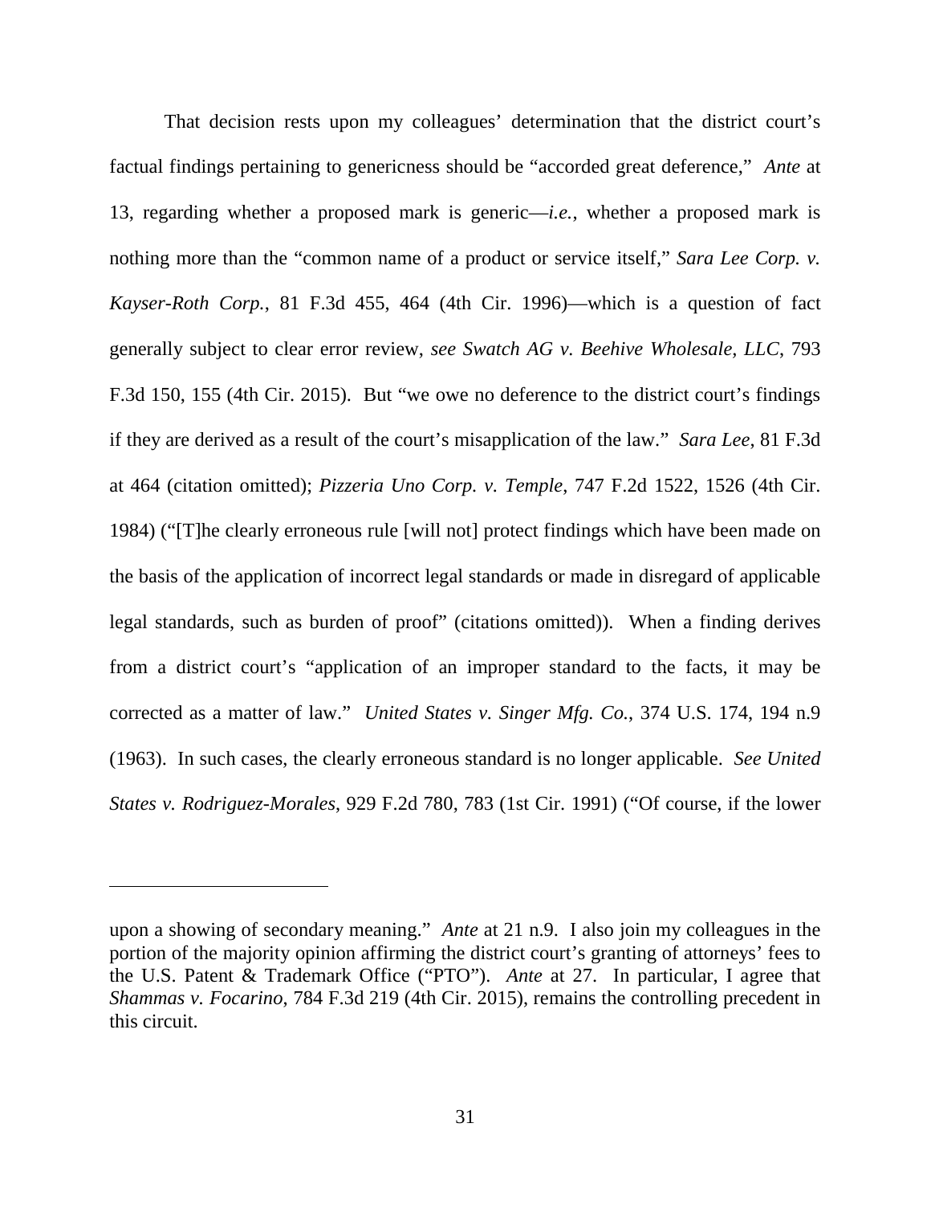That decision rests upon my colleagues' determination that the district court's factual findings pertaining to genericness should be "accorded great deference," *Ante* at 13, regarding whether a proposed mark is generic—*i.e.*, whether a proposed mark is nothing more than the "common name of a product or service itself," *Sara Lee Corp. v. Kayser-Roth Corp.*, 81 F.3d 455, 464 (4th Cir. 1996)—which is a question of fact generally subject to clear error review, *see Swatch AG v. Beehive Wholesale, LLC*, 793 F.3d 150, 155 (4th Cir. 2015). But "we owe no deference to the district court's findings if they are derived as a result of the court's misapplication of the law." *Sara Lee*, 81 F.3d at 464 (citation omitted); *Pizzeria Uno Corp. v. Temple*, 747 F.2d 1522, 1526 (4th Cir. 1984) ("[T]he clearly erroneous rule [will not] protect findings which have been made on the basis of the application of incorrect legal standards or made in disregard of applicable legal standards, such as burden of proof" (citations omitted)). When a finding derives from a district court's "application of an improper standard to the facts, it may be corrected as a matter of law." *United States v. Singer Mfg. Co.*, 374 U.S. 174, 194 n.9 (1963). In such cases, the clearly erroneous standard is no longer applicable. *See United States v. Rodriguez-Morales*, 929 F.2d 780, 783 (1st Cir. 1991) ("Of course, if the lower

---

upon a showing of secondary meaning." *Ante* at 21 n.9. I also join my colleagues in the portion of the majority opinion affirming the district court's granting of attorneys' fees to the U.S. Patent & Trademark Office ("PTO"). *Ante* at 27. In particular, I agree that *Shammas v. Focarino*, 784 F.3d 219 (4th Cir. 2015), remains the controlling precedent in this circuit.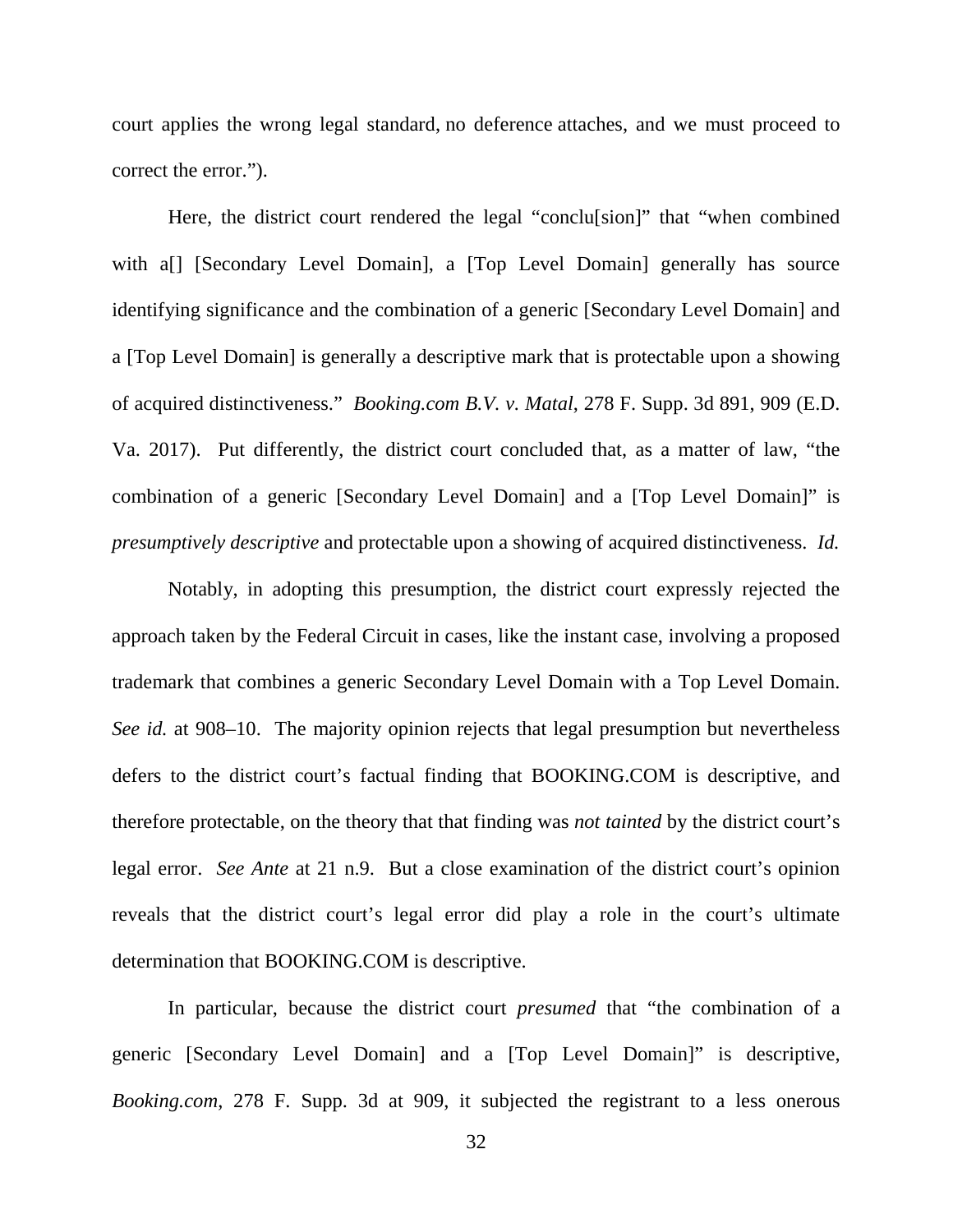court applies the wrong legal standard, no deference attaches, and we must proceed to correct the error.").

Here, the district court rendered the legal "conclu[sion]" that "when combined with a[] [Secondary Level Domain], a [Top Level Domain] generally has source identifying significance and the combination of a generic [Secondary Level Domain] and a [Top Level Domain] is generally a descriptive mark that is protectable upon a showing of acquired distinctiveness." *Booking.com B.V. v. Matal*, 278 F. Supp. 3d 891, 909 (E.D. Va. 2017). Put differently, the district court concluded that, as a matter of law, "the combination of a generic [Secondary Level Domain] and a [Top Level Domain]" is *presumptively descriptive* and protectable upon a showing of acquired distinctiveness. *Id.*

Notably, in adopting this presumption, the district court expressly rejected the approach taken by the Federal Circuit in cases, like the instant case, involving a proposed trademark that combines a generic Secondary Level Domain with a Top Level Domain. *See id.* at 908–10. The majority opinion rejects that legal presumption but nevertheless defers to the district court's factual finding that BOOKING.COM is descriptive, and therefore protectable, on the theory that that finding was *not tainted* by the district court's legal error. *See Ante* at 21 n.9. But a close examination of the district court's opinion reveals that the district court's legal error did play a role in the court's ultimate determination that BOOKING.COM is descriptive.

In particular, because the district court *presumed* that "the combination of a generic [Secondary Level Domain] and a [Top Level Domain]" is descriptive, *Booking.com*, 278 F. Supp. 3d at 909, it subjected the registrant to a less onerous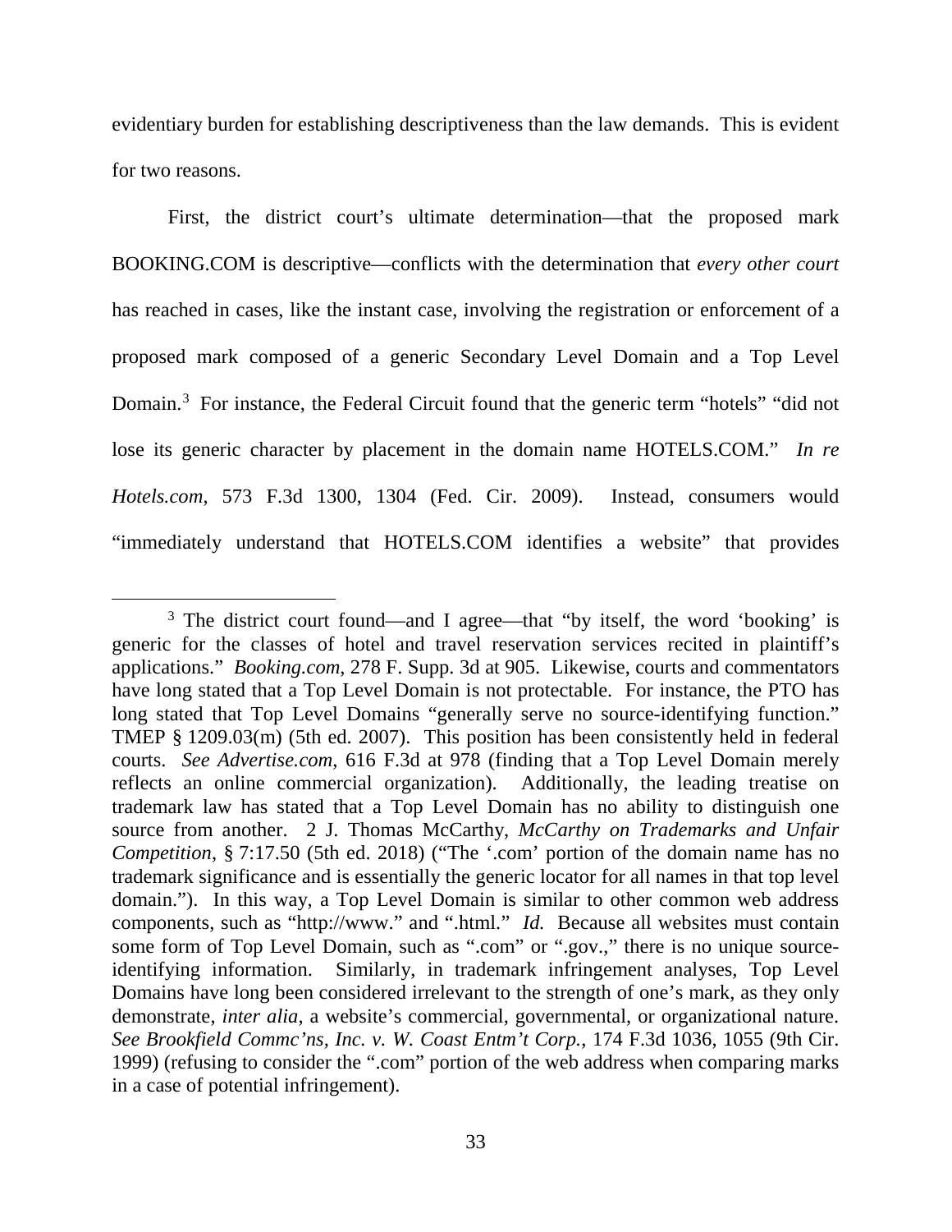evidentiary burden for establishing descriptiveness than the law demands. This is evident for two reasons.

First, the district court's ultimate determination—that the proposed mark BOOKING.COM is descriptive—conflicts with the determination that *every other court* has reached in cases, like the instant case, involving the registration or enforcement of a proposed mark composed of a generic Secondary Level Domain and a Top Level Domain.[3] For instance, the Federal Circuit found that the generic term "hotels" "did not lose its generic character by placement in the domain name HOTELS.COM." *In re Hotels.com*, 573 F.3d 1300, 1304 (Fed. Cir. 2009). Instead, consumers would "immediately understand that HOTELS.COM identifies a website" that provides

---

[3] The district court found—and I agree—that "by itself, the word 'booking' is generic for the classes of hotel and travel reservation services recited in plaintiff's applications." *Booking.com*, 278 F. Supp. 3d at 905. Likewise, courts and commentators have long stated that a Top Level Domain is not protectable. For instance, the PTO has long stated that Top Level Domains "generally serve no source-identifying function." TMEP § 1209.03(m) (5th ed. 2007). This position has been consistently held in federal courts. *See Advertise.com*, 616 F.3d at 978 (finding that a Top Level Domain merely reflects an online commercial organization). Additionally, the leading treatise on trademark law has stated that a Top Level Domain has no ability to distinguish one source from another. 2 J. Thomas McCarthy, *McCarthy on Trademarks and Unfair Competition*, § 7:17.50 (5th ed. 2018) ("The '.com' portion of the domain name has no trademark significance and is essentially the generic locator for all names in that top level domain."). In this way, a Top Level Domain is similar to other common web address components, such as "http://www." and ".html." *Id.* Because all websites must contain some form of Top Level Domain, such as ".com" or ".gov.," there is no unique source-identifying information. Similarly, in trademark infringement analyses, Top Level Domains have long been considered irrelevant to the strength of one's mark, as they only demonstrate, *inter alia*, a website's commercial, governmental, or organizational nature. *See Brookfield Commc'ns, Inc. v. W. Coast Entm't Corp.*, 174 F.3d 1036, 1055 (9th Cir. 1999) (refusing to consider the ".com" portion of the web address when comparing marks in a case of potential infringement).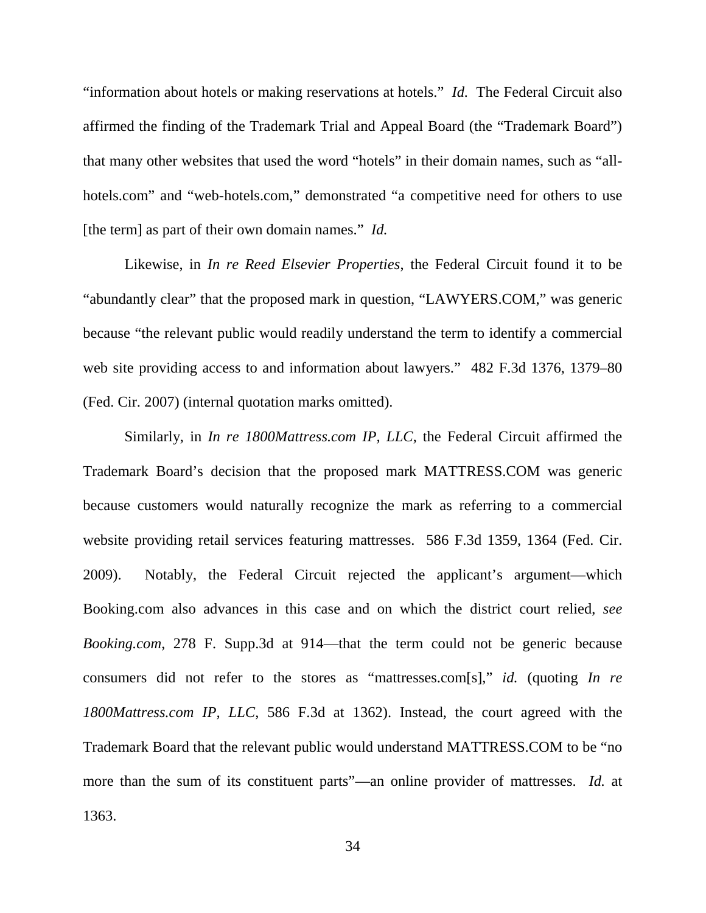"information about hotels or making reservations at hotels." *Id.* The Federal Circuit also affirmed the finding of the Trademark Trial and Appeal Board (the "Trademark Board") that many other websites that used the word "hotels" in their domain names, such as "all-hotels.com" and "web-hotels.com," demonstrated "a competitive need for others to use [the term] as part of their own domain names." *Id.*

Likewise, in *In re Reed Elsevier Properties*, the Federal Circuit found it to be "abundantly clear" that the proposed mark in question, "LAWYERS.COM," was generic because "the relevant public would readily understand the term to identify a commercial web site providing access to and information about lawyers." 482 F.3d 1376, 1379–80 (Fed. Cir. 2007) (internal quotation marks omitted).

Similarly, in *In re 1800Mattress.com IP, LLC*, the Federal Circuit affirmed the Trademark Board's decision that the proposed mark MATTRESS.COM was generic because customers would naturally recognize the mark as referring to a commercial website providing retail services featuring mattresses. 586 F.3d 1359, 1364 (Fed. Cir. 2009). Notably, the Federal Circuit rejected the applicant's argument—which Booking.com also advances in this case and on which the district court relied, *see Booking.com*, 278 F. Supp.3d at 914—that the term could not be generic because consumers did not refer to the stores as "mattresses.com[s]," *id.* (quoting *In re 1800Mattress.com IP, LLC*, 586 F.3d at 1362). Instead, the court agreed with the Trademark Board that the relevant public would understand MATTRESS.COM to be "no more than the sum of its constituent parts"—an online provider of mattresses. *Id.* at 1363.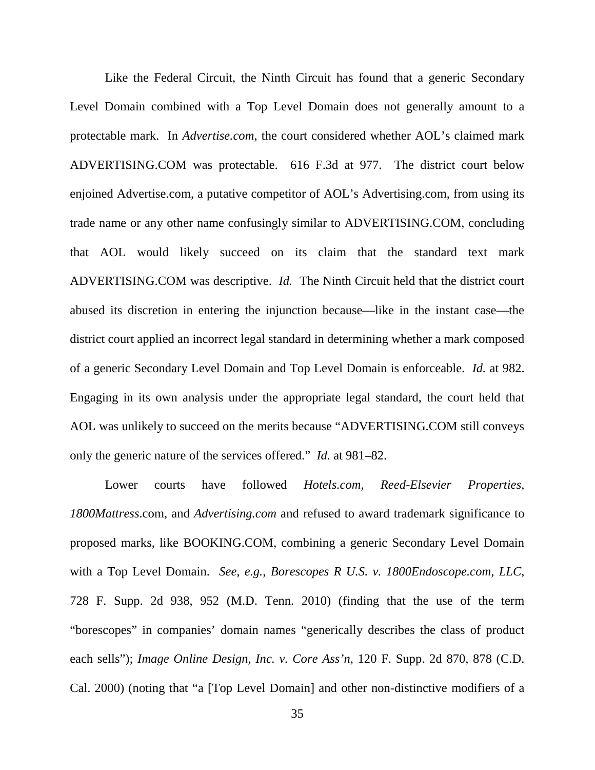Like the Federal Circuit, the Ninth Circuit has found that a generic Secondary Level Domain combined with a Top Level Domain does not generally amount to a protectable mark. In *Advertise.com*, the court considered whether AOL's claimed mark ADVERTISING.COM was protectable. 616 F.3d at 977. The district court below enjoined Advertise.com, a putative competitor of AOL's Advertising.com, from using its trade name or any other name confusingly similar to ADVERTISING.COM, concluding that AOL would likely succeed on its claim that the standard text mark ADVERTISING.COM was descriptive. *Id.* The Ninth Circuit held that the district court abused its discretion in entering the injunction because—like in the instant case—the district court applied an incorrect legal standard in determining whether a mark composed of a generic Secondary Level Domain and Top Level Domain is enforceable. *Id.* at 982. Engaging in its own analysis under the appropriate legal standard, the court held that AOL was unlikely to succeed on the merits because "ADVERTISING.COM still conveys only the generic nature of the services offered." *Id.* at 981–82.

Lower courts have followed *Hotels.com, Reed-Elsevier Properties, 1800Mattress*.com, and *Advertising.com* and refused to award trademark significance to proposed marks, like BOOKING.COM, combining a generic Secondary Level Domain with a Top Level Domain. *See, e.g.*, *Borescopes R U.S. v. 1800Endoscope.com, LLC*, 728 F. Supp. 2d 938, 952 (M.D. Tenn. 2010) (finding that the use of the term "borescopes" in companies' domain names "generically describes the class of product each sells"); *Image Online Design, Inc. v. Core Ass'n*, 120 F. Supp. 2d 870, 878 (C.D. Cal. 2000) (noting that "a [Top Level Domain] and other non-distinctive modifiers of a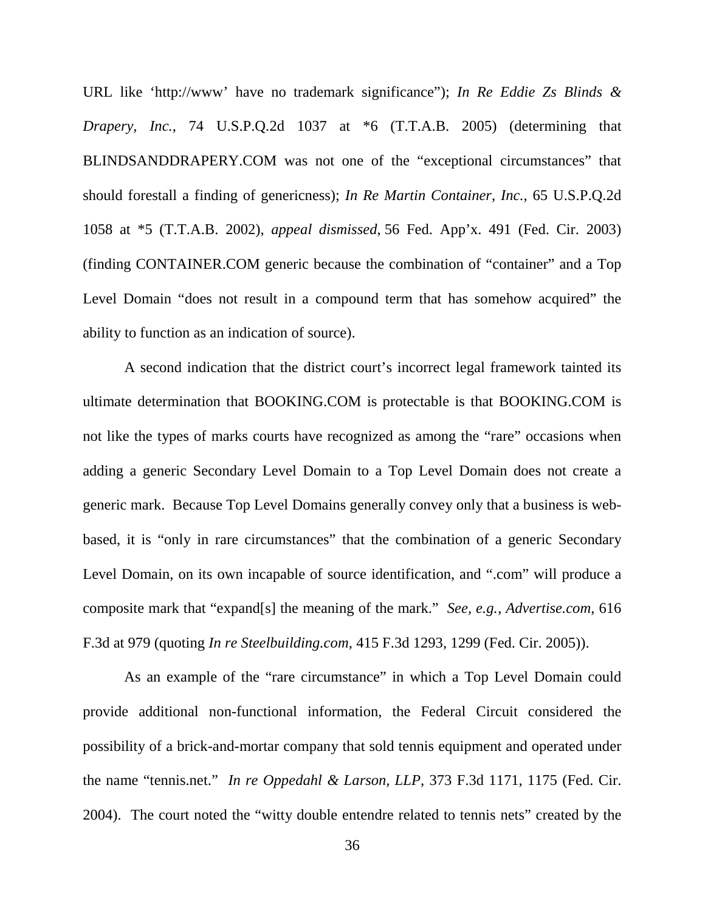URL like 'http://www' have no trademark significance"); *In Re Eddie Zs Blinds & Drapery, Inc.*, 74 U.S.P.Q.2d 1037 at \*6 (T.T.A.B. 2005) (determining that BLINDSANDDRAPERY.COM was not one of the "exceptional circumstances" that should forestall a finding of genericness); *In Re Martin Container, Inc.*, 65 U.S.P.Q.2d 1058 at \*5 (T.T.A.B. 2002), *appeal dismissed*, 56 Fed. App'x. 491 (Fed. Cir. 2003) (finding CONTAINER.COM generic because the combination of "container" and a Top Level Domain "does not result in a compound term that has somehow acquired" the ability to function as an indication of source).

A second indication that the district court's incorrect legal framework tainted its ultimate determination that BOOKING.COM is protectable is that BOOKING.COM is not like the types of marks courts have recognized as among the "rare" occasions when adding a generic Secondary Level Domain to a Top Level Domain does not create a generic mark. Because Top Level Domains generally convey only that a business is web-based, it is "only in rare circumstances" that the combination of a generic Secondary Level Domain, on its own incapable of source identification, and ".com" will produce a composite mark that "expand[s] the meaning of the mark." *See, e.g.*, *Advertise.com*, 616 F.3d at 979 (quoting *In re Steelbuilding.com*, 415 F.3d 1293, 1299 (Fed. Cir. 2005)).

As an example of the "rare circumstance" in which a Top Level Domain could provide additional non-functional information, the Federal Circuit considered the possibility of a brick-and-mortar company that sold tennis equipment and operated under the name "tennis.net." *In re Oppedahl & Larson, LLP*, 373 F.3d 1171, 1175 (Fed. Cir. 2004). The court noted the "witty double entendre related to tennis nets" created by the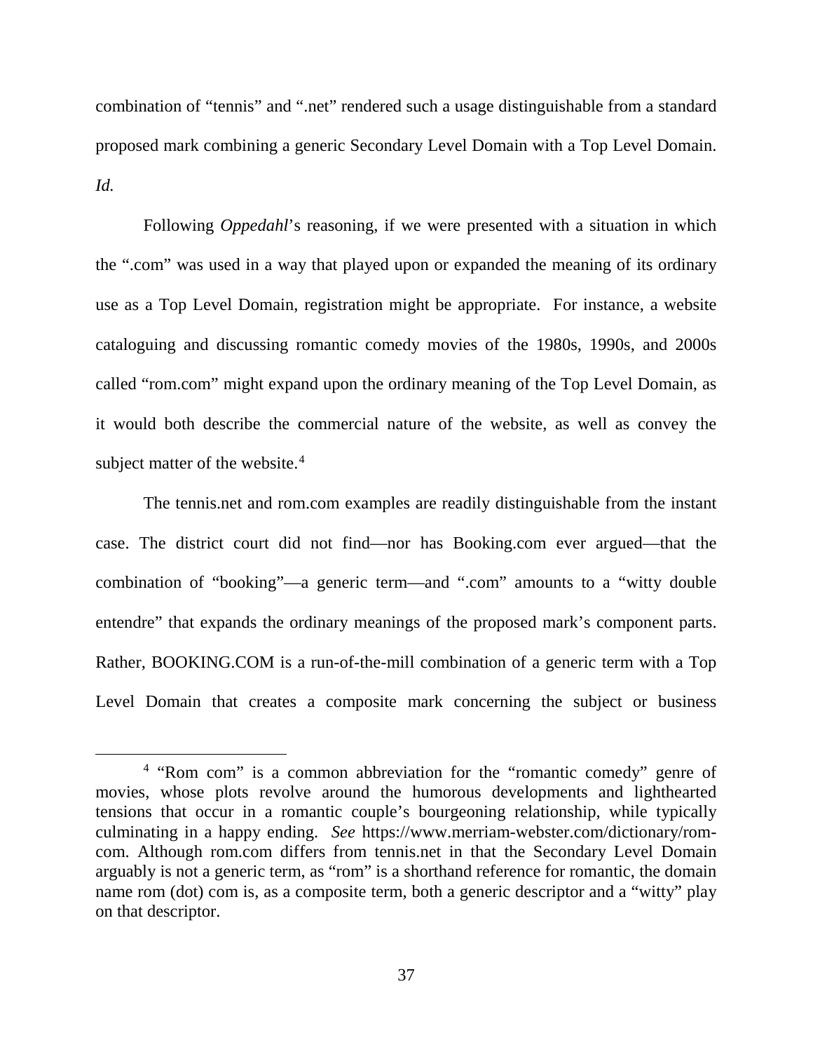combination of "tennis" and ".net" rendered such a usage distinguishable from a standard proposed mark combining a generic Secondary Level Domain with a Top Level Domain. *Id.*

Following *Oppedahl*'s reasoning, if we were presented with a situation in which the ".com" was used in a way that played upon or expanded the meaning of its ordinary use as a Top Level Domain, registration might be appropriate. For instance, a website cataloguing and discussing romantic comedy movies of the 1980s, 1990s, and 2000s called "rom.com" might expand upon the ordinary meaning of the Top Level Domain, as it would both describe the commercial nature of the website, as well as convey the subject matter of the website.[4]

The tennis.net and rom.com examples are readily distinguishable from the instant case. The district court did not find—nor has Booking.com ever argued—that the combination of "booking"—a generic term—and ".com" amounts to a "witty double entendre" that expands the ordinary meanings of the proposed mark's component parts. Rather, BOOKING.COM is a run-of-the-mill combination of a generic term with a Top Level Domain that creates a composite mark concerning the subject or business

---

[4] "Rom com" is a common abbreviation for the "romantic comedy" genre of movies, whose plots revolve around the humorous developments and lighthearted tensions that occur in a romantic couple's bourgeoning relationship, while typically culminating in a happy ending. *See* https://www.merriam-webster.com/dictionary/rom-com. Although rom.com differs from tennis.net in that the Secondary Level Domain arguably is not a generic term, as "rom" is a shorthand reference for romantic, the domain name rom (dot) com is, as a composite term, both a generic descriptor and a "witty" play on that descriptor.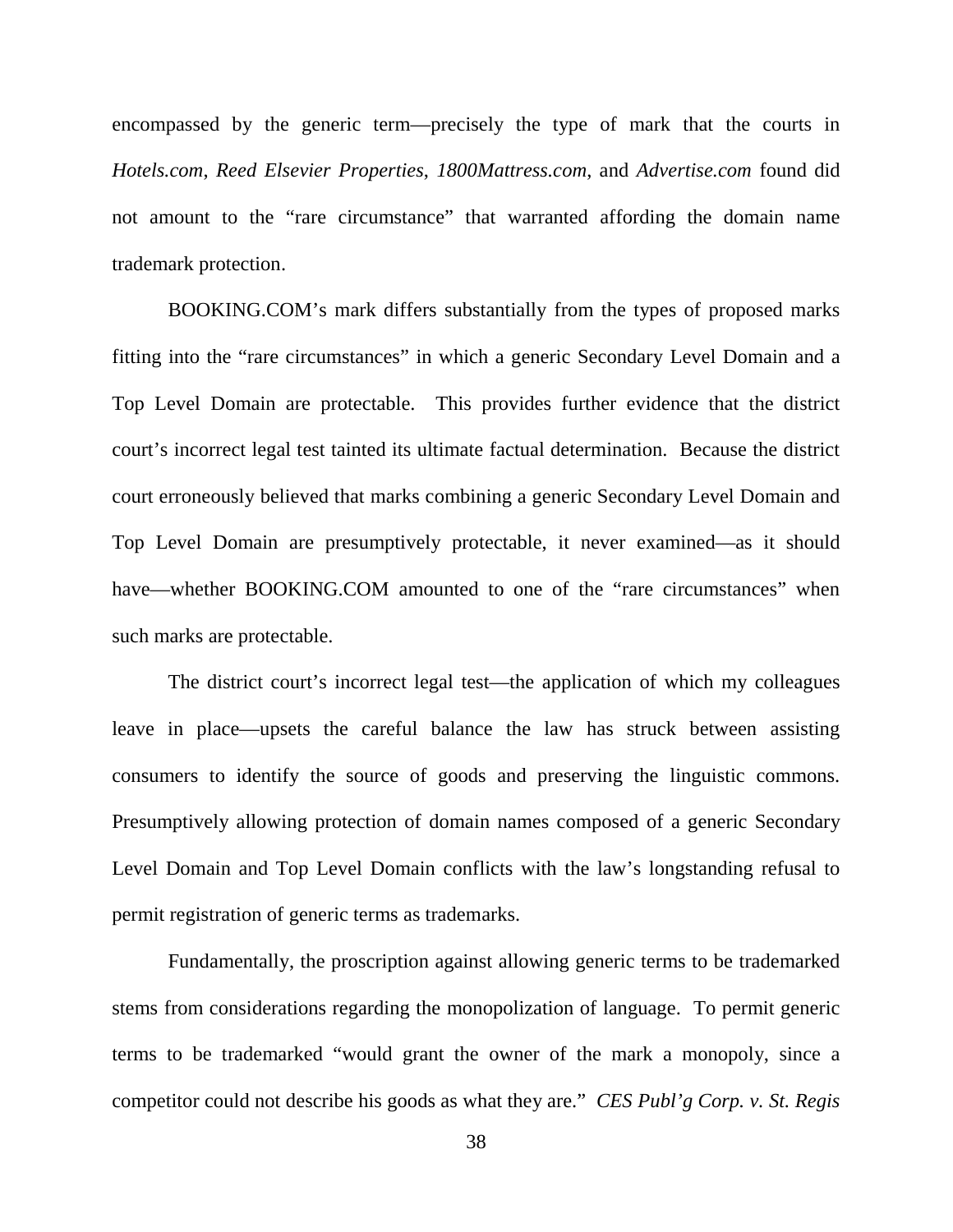encompassed by the generic term—precisely the type of mark that the courts in *Hotels.com*, *Reed Elsevier Properties*, *1800Mattress.com*, and *Advertise.com* found did not amount to the "rare circumstance" that warranted affording the domain name trademark protection.

BOOKING.COM's mark differs substantially from the types of proposed marks fitting into the "rare circumstances" in which a generic Secondary Level Domain and a Top Level Domain are protectable. This provides further evidence that the district court's incorrect legal test tainted its ultimate factual determination. Because the district court erroneously believed that marks combining a generic Secondary Level Domain and Top Level Domain are presumptively protectable, it never examined—as it should have—whether BOOKING.COM amounted to one of the "rare circumstances" when such marks are protectable.

The district court's incorrect legal test—the application of which my colleagues leave in place—upsets the careful balance the law has struck between assisting consumers to identify the source of goods and preserving the linguistic commons. Presumptively allowing protection of domain names composed of a generic Secondary Level Domain and Top Level Domain conflicts with the law's longstanding refusal to permit registration of generic terms as trademarks.

Fundamentally, the proscription against allowing generic terms to be trademarked stems from considerations regarding the monopolization of language. To permit generic terms to be trademarked "would grant the owner of the mark a monopoly, since a competitor could not describe his goods as what they are." *CES Publ'g Corp. v. St. Regis*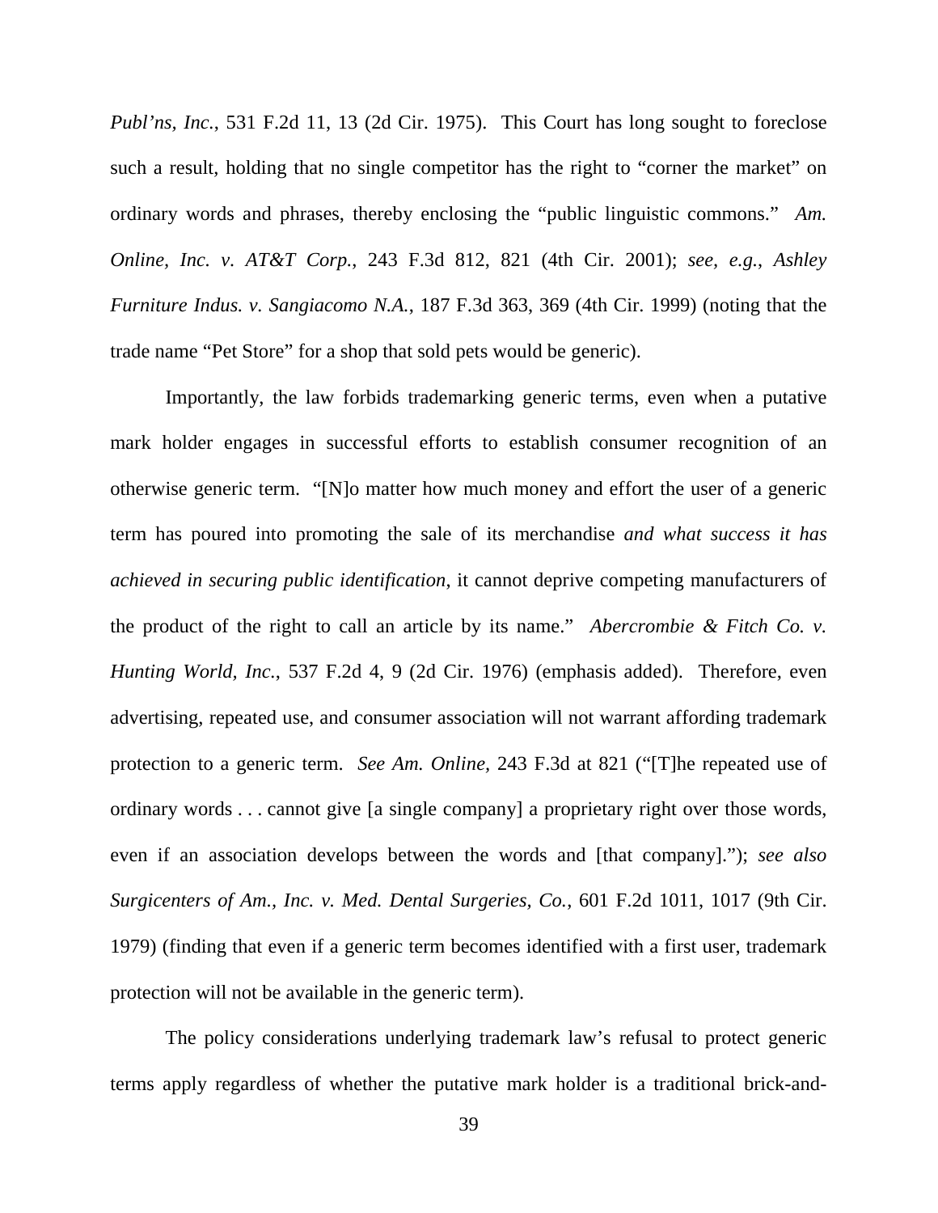*Publ'ns, Inc.*, 531 F.2d 11, 13 (2d Cir. 1975). This Court has long sought to foreclose such a result, holding that no single competitor has the right to "corner the market" on ordinary words and phrases, thereby enclosing the "public linguistic commons." *Am. Online, Inc. v. AT&T Corp.*, 243 F.3d 812, 821 (4th Cir. 2001); *see, e.g.*, *Ashley Furniture Indus. v. Sangiacomo N.A.*, 187 F.3d 363, 369 (4th Cir. 1999) (noting that the trade name "Pet Store" for a shop that sold pets would be generic).

Importantly, the law forbids trademarking generic terms, even when a putative mark holder engages in successful efforts to establish consumer recognition of an otherwise generic term. "[N]o matter how much money and effort the user of a generic term has poured into promoting the sale of its merchandise *and what success it has achieved in securing public identification*, it cannot deprive competing manufacturers of the product of the right to call an article by its name." *Abercrombie & Fitch Co. v. Hunting World, Inc.*, 537 F.2d 4, 9 (2d Cir. 1976) (emphasis added). Therefore, even advertising, repeated use, and consumer association will not warrant affording trademark protection to a generic term. *See Am. Online*, 243 F.3d at 821 ("[T]he repeated use of ordinary words . . . cannot give [a single company] a proprietary right over those words, even if an association develops between the words and [that company]."); *see also Surgicenters of Am., Inc. v. Med. Dental Surgeries, Co.*, 601 F.2d 1011, 1017 (9th Cir. 1979) (finding that even if a generic term becomes identified with a first user, trademark protection will not be available in the generic term).

The policy considerations underlying trademark law's refusal to protect generic terms apply regardless of whether the putative mark holder is a traditional brick-and-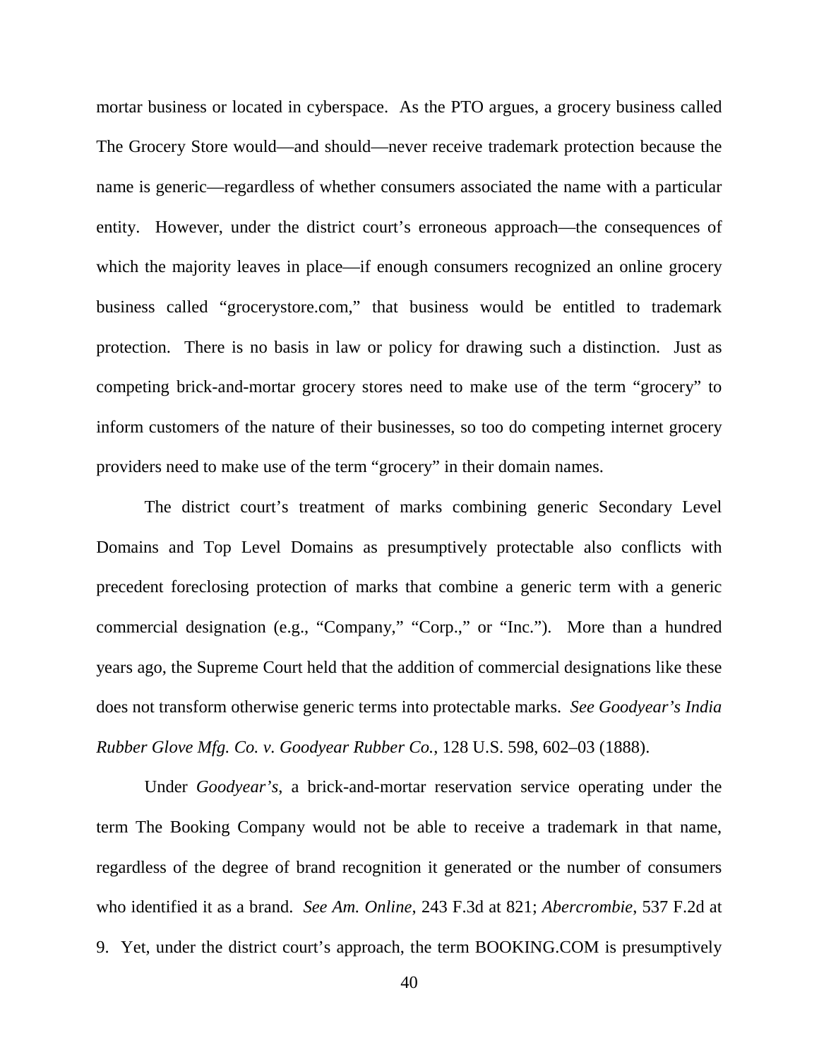mortar business or located in cyberspace. As the PTO argues, a grocery business called The Grocery Store would—and should—never receive trademark protection because the name is generic—regardless of whether consumers associated the name with a particular entity. However, under the district court's erroneous approach—the consequences of which the majority leaves in place—if enough consumers recognized an online grocery business called "grocerystore.com," that business would be entitled to trademark protection. There is no basis in law or policy for drawing such a distinction. Just as competing brick-and-mortar grocery stores need to make use of the term "grocery" to inform customers of the nature of their businesses, so too do competing internet grocery providers need to make use of the term "grocery" in their domain names.

The district court's treatment of marks combining generic Secondary Level Domains and Top Level Domains as presumptively protectable also conflicts with precedent foreclosing protection of marks that combine a generic term with a generic commercial designation (e.g., "Company," "Corp.," or "Inc."). More than a hundred years ago, the Supreme Court held that the addition of commercial designations like these does not transform otherwise generic terms into protectable marks. *See Goodyear's India Rubber Glove Mfg. Co. v. Goodyear Rubber Co.*, 128 U.S. 598, 602–03 (1888).

Under *Goodyear's*, a brick-and-mortar reservation service operating under the term The Booking Company would not be able to receive a trademark in that name, regardless of the degree of brand recognition it generated or the number of consumers who identified it as a brand. *See Am. Online*, 243 F.3d at 821; *Abercrombie*, 537 F.2d at 9. Yet, under the district court's approach, the term BOOKING.COM is presumptively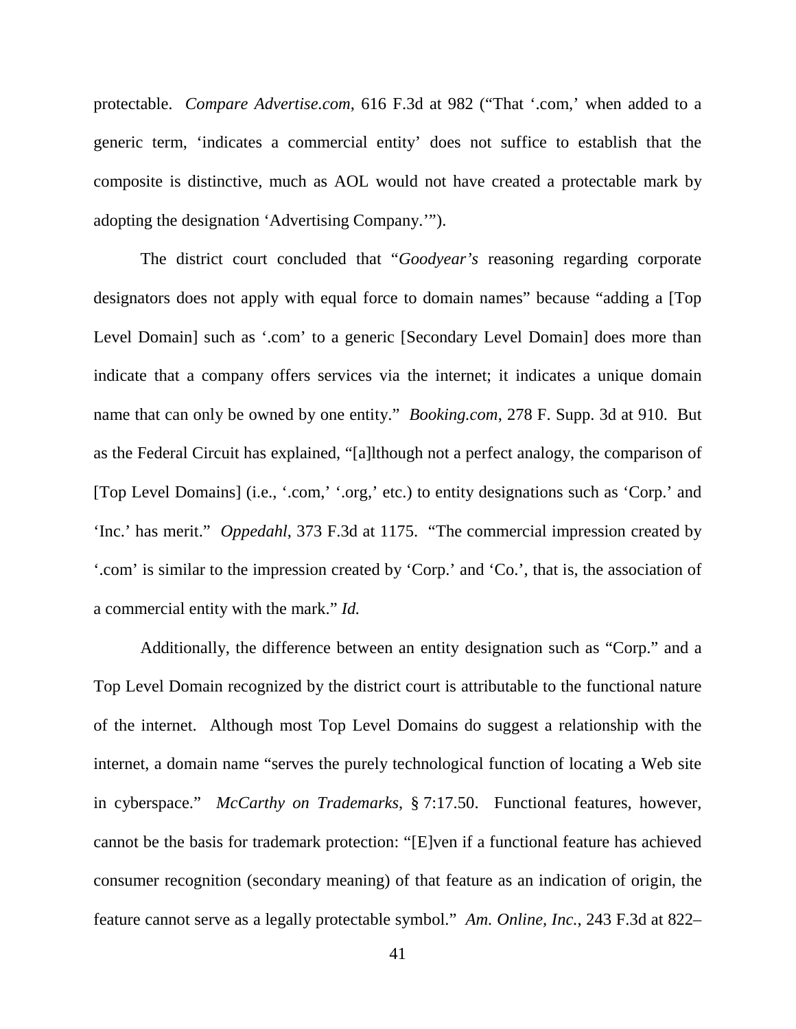protectable. *Compare Advertise.com*, 616 F.3d at 982 ("That '.com,' when added to a generic term, 'indicates a commercial entity' does not suffice to establish that the composite is distinctive, much as AOL would not have created a protectable mark by adopting the designation 'Advertising Company.'").

The district court concluded that "*Goodyear's* reasoning regarding corporate designators does not apply with equal force to domain names" because "adding a [Top Level Domain] such as '.com' to a generic [Secondary Level Domain] does more than indicate that a company offers services via the internet; it indicates a unique domain name that can only be owned by one entity." *Booking.com*, 278 F. Supp. 3d at 910. But as the Federal Circuit has explained, "[a]lthough not a perfect analogy, the comparison of [Top Level Domains] (i.e., '.com,' '.org,' etc.) to entity designations such as 'Corp.' and 'Inc.' has merit." *Oppedahl*, 373 F.3d at 1175. "The commercial impression created by '.com' is similar to the impression created by 'Corp.' and 'Co.', that is, the association of a commercial entity with the mark." *Id.*

Additionally, the difference between an entity designation such as "Corp." and a Top Level Domain recognized by the district court is attributable to the functional nature of the internet. Although most Top Level Domains do suggest a relationship with the internet, a domain name "serves the purely technological function of locating a Web site in cyberspace." *McCarthy on Trademarks*, § 7:17.50. Functional features, however, cannot be the basis for trademark protection: "[E]ven if a functional feature has achieved consumer recognition (secondary meaning) of that feature as an indication of origin, the feature cannot serve as a legally protectable symbol." *Am. Online, Inc.*, 243 F.3d at 822–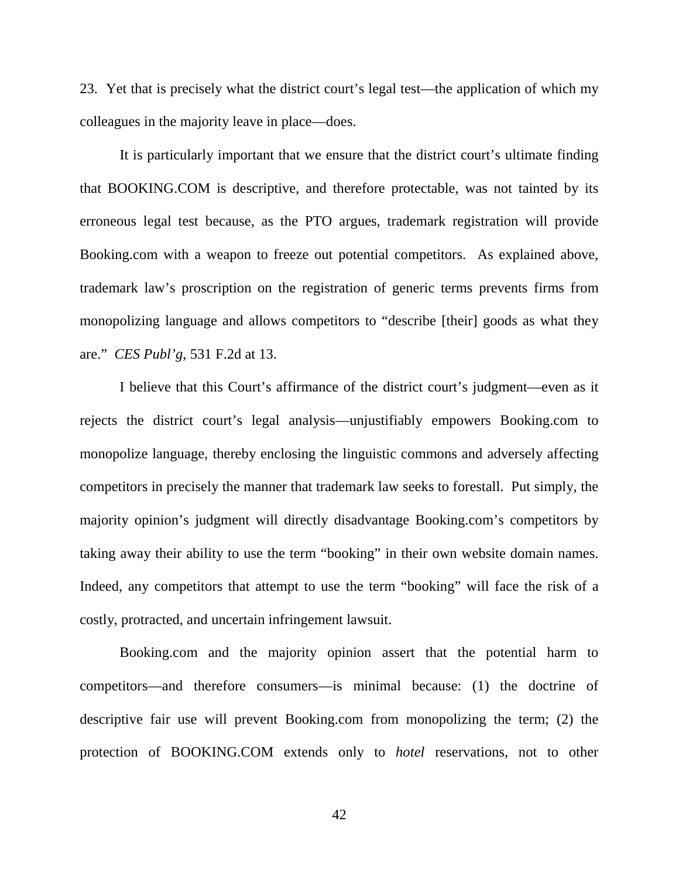23. Yet that is precisely what the district court's legal test—the application of which my colleagues in the majority leave in place—does.

It is particularly important that we ensure that the district court's ultimate finding that BOOKING.COM is descriptive, and therefore protectable, was not tainted by its erroneous legal test because, as the PTO argues, trademark registration will provide Booking.com with a weapon to freeze out potential competitors. As explained above, trademark law's proscription on the registration of generic terms prevents firms from monopolizing language and allows competitors to "describe [their] goods as what they are." *CES Publ'g*, 531 F.2d at 13.

I believe that this Court's affirmance of the district court's judgment—even as it rejects the district court's legal analysis—unjustifiably empowers Booking.com to monopolize language, thereby enclosing the linguistic commons and adversely affecting competitors in precisely the manner that trademark law seeks to forestall. Put simply, the majority opinion's judgment will directly disadvantage Booking.com's competitors by taking away their ability to use the term "booking" in their own website domain names. Indeed, any competitors that attempt to use the term "booking" will face the risk of a costly, protracted, and uncertain infringement lawsuit.

Booking.com and the majority opinion assert that the potential harm to competitors—and therefore consumers—is minimal because: (1) the doctrine of descriptive fair use will prevent Booking.com from monopolizing the term; (2) the protection of BOOKING.COM extends only to *hotel* reservations, not to other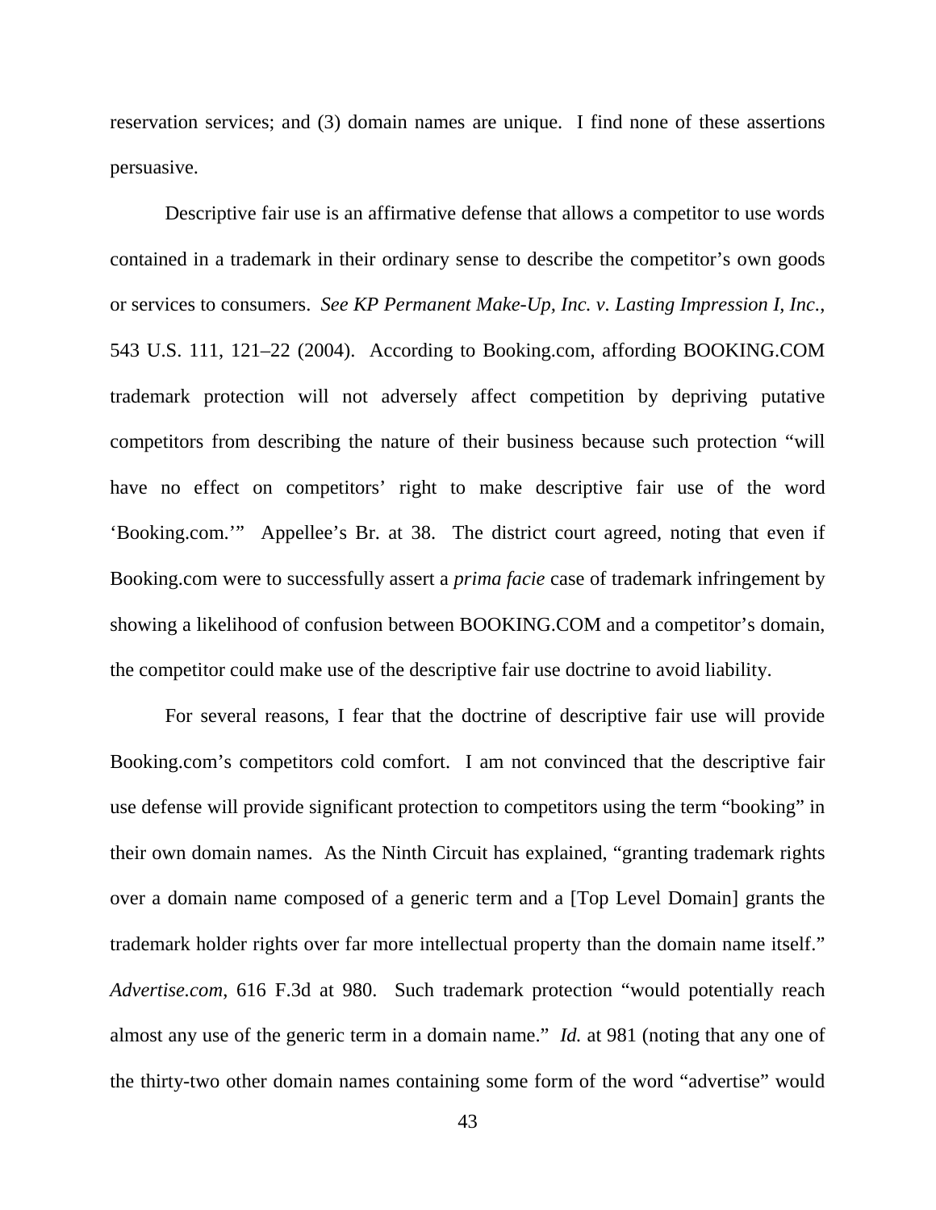reservation services; and (3) domain names are unique. I find none of these assertions persuasive.

Descriptive fair use is an affirmative defense that allows a competitor to use words contained in a trademark in their ordinary sense to describe the competitor's own goods or services to consumers. *See KP Permanent Make-Up, Inc. v. Lasting Impression I, Inc.*, 543 U.S. 111, 121–22 (2004). According to Booking.com, affording BOOKING.COM trademark protection will not adversely affect competition by depriving putative competitors from describing the nature of their business because such protection "will have no effect on competitors' right to make descriptive fair use of the word 'Booking.com.'" Appellee's Br. at 38. The district court agreed, noting that even if Booking.com were to successfully assert a *prima facie* case of trademark infringement by showing a likelihood of confusion between BOOKING.COM and a competitor's domain, the competitor could make use of the descriptive fair use doctrine to avoid liability.

For several reasons, I fear that the doctrine of descriptive fair use will provide Booking.com's competitors cold comfort. I am not convinced that the descriptive fair use defense will provide significant protection to competitors using the term "booking" in their own domain names. As the Ninth Circuit has explained, "granting trademark rights over a domain name composed of a generic term and a [Top Level Domain] grants the trademark holder rights over far more intellectual property than the domain name itself." *Advertise.com*, 616 F.3d at 980. Such trademark protection "would potentially reach almost any use of the generic term in a domain name." *Id.* at 981 (noting that any one of the thirty-two other domain names containing some form of the word "advertise" would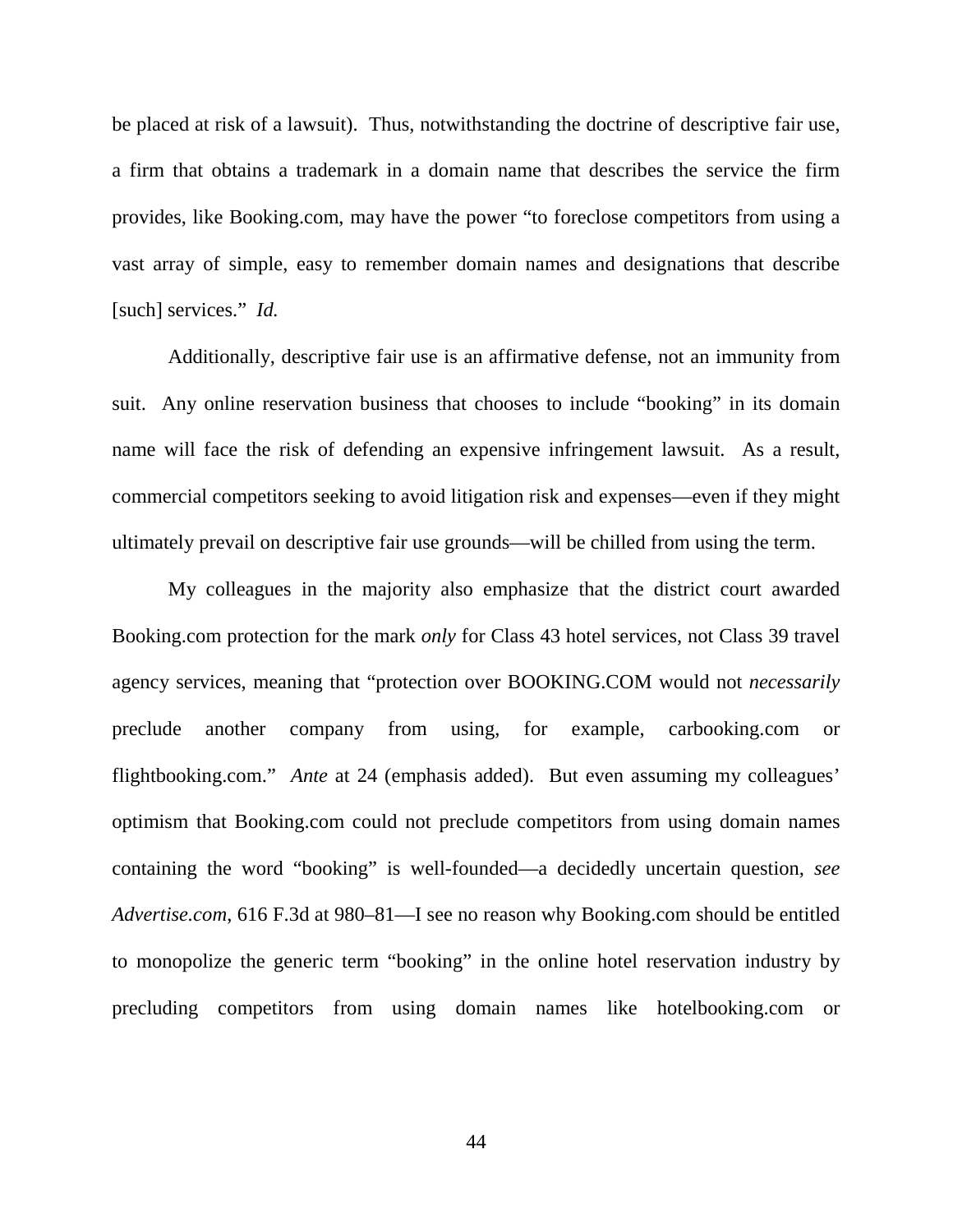be placed at risk of a lawsuit). Thus, notwithstanding the doctrine of descriptive fair use, a firm that obtains a trademark in a domain name that describes the service the firm provides, like Booking.com, may have the power "to foreclose competitors from using a vast array of simple, easy to remember domain names and designations that describe [such] services." *Id.*

Additionally, descriptive fair use is an affirmative defense, not an immunity from suit. Any online reservation business that chooses to include "booking" in its domain name will face the risk of defending an expensive infringement lawsuit. As a result, commercial competitors seeking to avoid litigation risk and expenses—even if they might ultimately prevail on descriptive fair use grounds—will be chilled from using the term.

My colleagues in the majority also emphasize that the district court awarded Booking.com protection for the mark *only* for Class 43 hotel services, not Class 39 travel agency services, meaning that "protection over BOOKING.COM would not *necessarily* preclude another company from using, for example, carbooking.com or flightbooking.com." *Ante* at 24 (emphasis added). But even assuming my colleagues' optimism that Booking.com could not preclude competitors from using domain names containing the word "booking" is well-founded—a decidedly uncertain question, *see Advertise.com*, 616 F.3d at 980–81—I see no reason why Booking.com should be entitled to monopolize the generic term "booking" in the online hotel reservation industry by precluding competitors from using domain names like hotelbooking.com or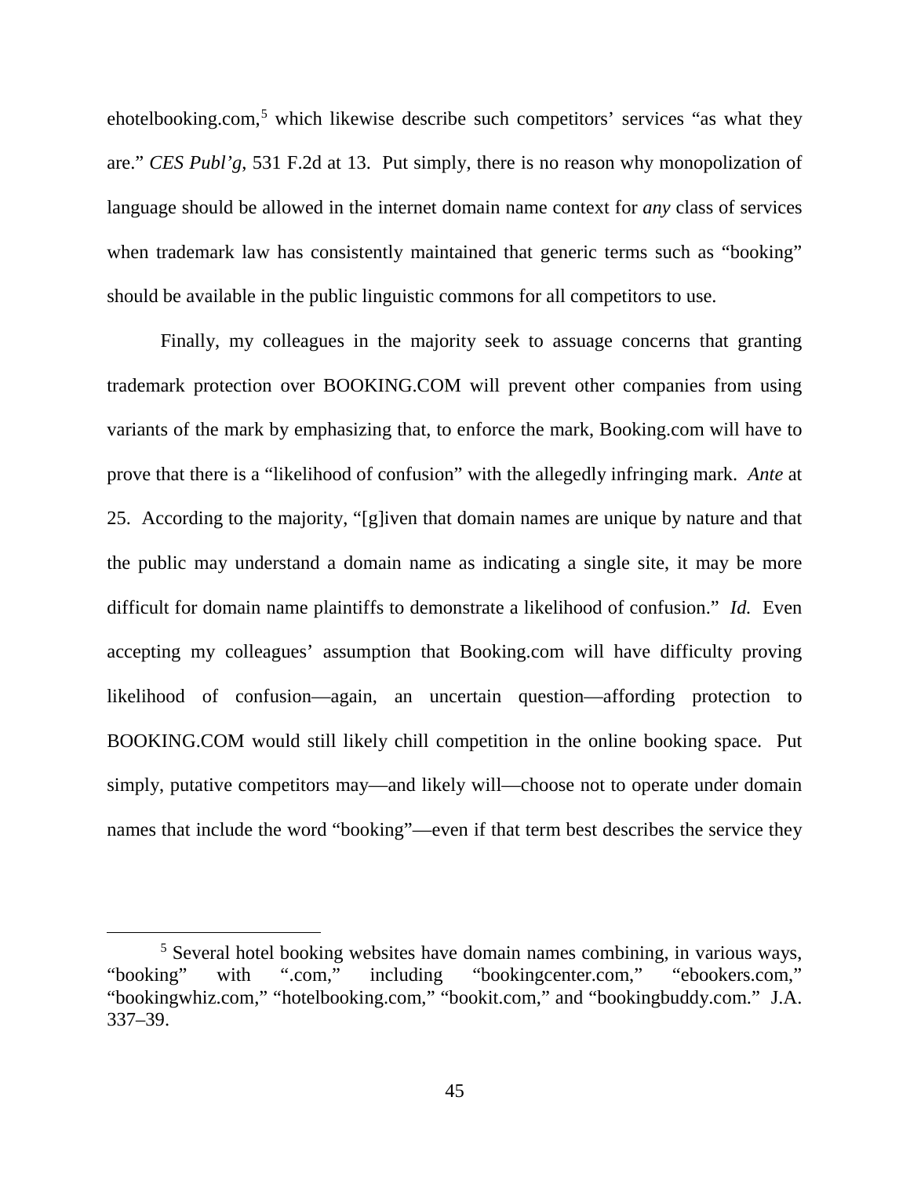ehotelbooking.com,[5] which likewise describe such competitors' services "as what they are." *CES Publ'g*, 531 F.2d at 13. Put simply, there is no reason why monopolization of language should be allowed in the internet domain name context for *any* class of services when trademark law has consistently maintained that generic terms such as "booking" should be available in the public linguistic commons for all competitors to use.

Finally, my colleagues in the majority seek to assuage concerns that granting trademark protection over BOOKING.COM will prevent other companies from using variants of the mark by emphasizing that, to enforce the mark, Booking.com will have to prove that there is a "likelihood of confusion" with the allegedly infringing mark. *Ante* at 25. According to the majority, "[g]iven that domain names are unique by nature and that the public may understand a domain name as indicating a single site, it may be more difficult for domain name plaintiffs to demonstrate a likelihood of confusion." *Id.* Even accepting my colleagues' assumption that Booking.com will have difficulty proving likelihood of confusion—again, an uncertain question—affording protection to BOOKING.COM would still likely chill competition in the online booking space. Put simply, putative competitors may—and likely will—choose not to operate under domain names that include the word "booking"—even if that term best describes the service they

[5] Several hotel booking websites have domain names combining, in various ways, "booking" with ".com," including "bookingcenter.com," "ebookers.com," "bookingwhiz.com," "hotelbooking.com," "bookit.com," and "bookingbuddy.com." J.A. 337–39.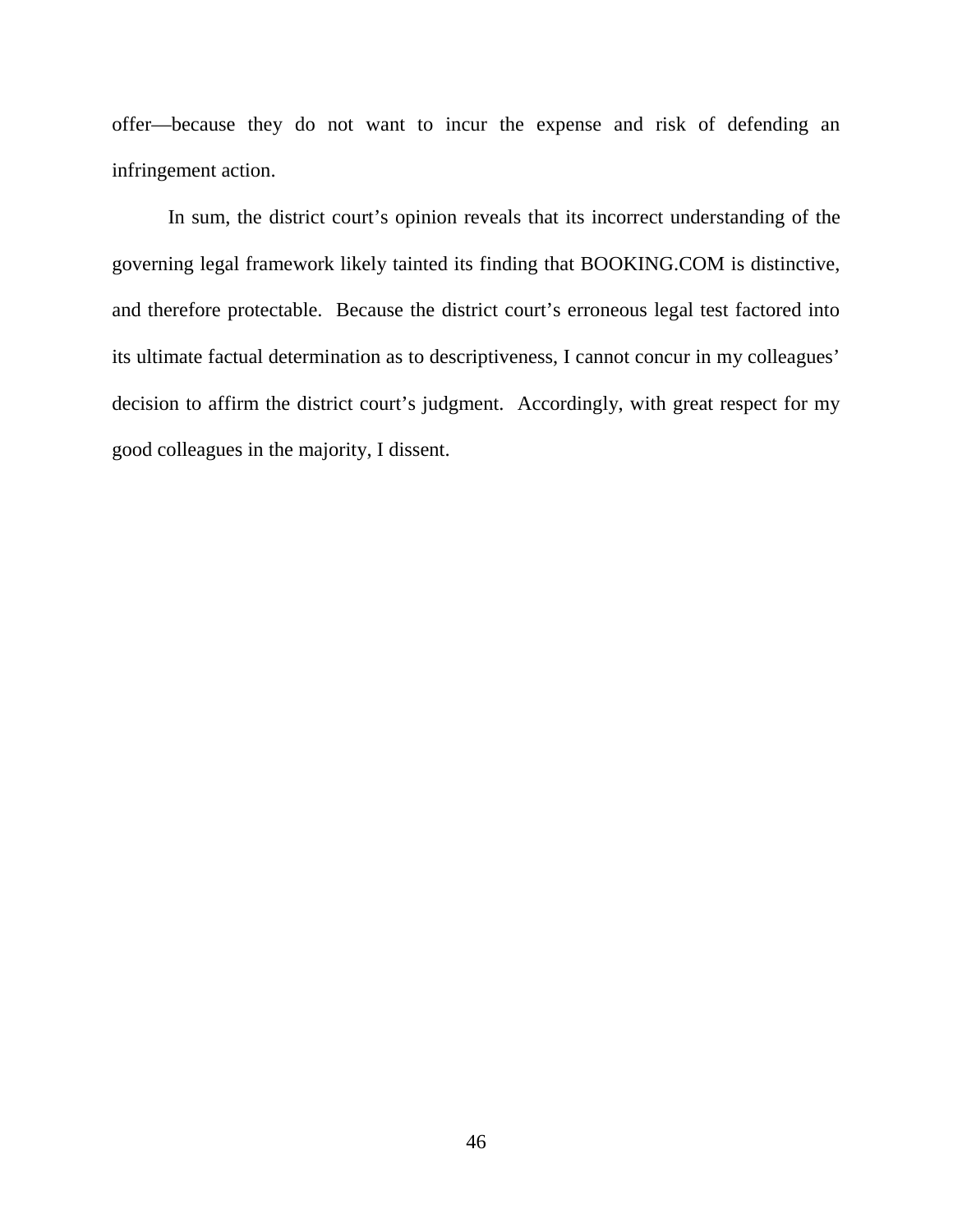offer—because they do not want to incur the expense and risk of defending an infringement action.

In sum, the district court's opinion reveals that its incorrect understanding of the governing legal framework likely tainted its finding that BOOKING.COM is distinctive, and therefore protectable. Because the district court's erroneous legal test factored into its ultimate factual determination as to descriptiveness, I cannot concur in my colleagues' decision to affirm the district court's judgment. Accordingly, with great respect for my good colleagues in the majority, I dissent.